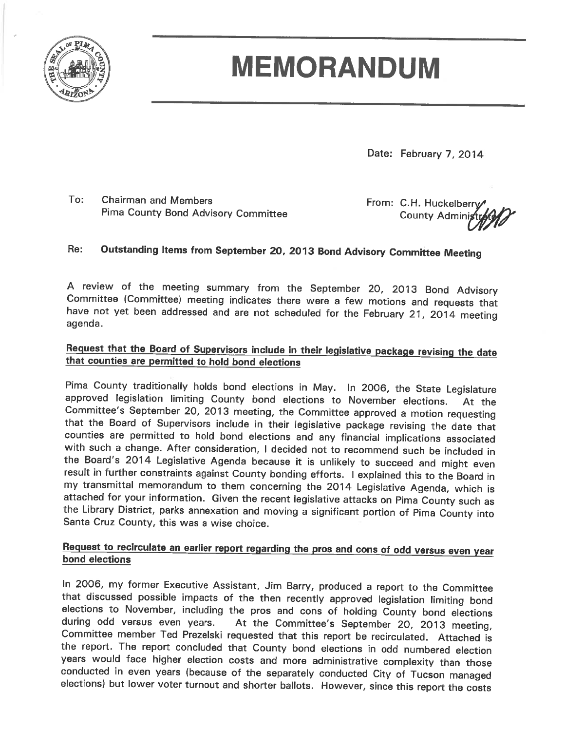# MEMORANDUM

Date: February 7, 2014

To: Chairman and Members
Pima County Bond Advisory Committee

From: C.H. Huckelberry
County Administrator

Re: **Outstanding Items from September 20, 2013 Bond Advisory Committee Meeting**

A review of the meeting summary from the September 20, 2013 Bond Advisory Committee (Committee) meeting indicates there were a few motions and requests that have not yet been addressed and are not scheduled for the February 21, 2014 meeting agenda.

**Request that the Board of Supervisors include in their legislative package revising the date that counties are permitted to hold bond elections**

Pima County traditionally holds bond elections in May. In 2006, the State Legislature approved legislation limiting County bond elections to November elections. At the Committee's September 20, 2013 meeting, the Committee approved a motion requesting that the Board of Supervisors include in their legislative package revising the date that counties are permitted to hold bond elections and any financial implications associated with such a change. After consideration, I decided not to recommend such be included in the Board's 2014 Legislative Agenda because it is unlikely to succeed and might even result in further constraints against County bonding efforts. I explained this to the Board in my transmittal memorandum to them concerning the 2014 Legislative Agenda, which is attached for your information. Given the recent legislative attacks on Pima County such as the Library District, parks annexation and moving a significant portion of Pima County into Santa Cruz County, this was a wise choice.

**Request to recirculate an earlier report regarding the pros and cons of odd versus even year bond elections**

In 2006, my former Executive Assistant, Jim Barry, produced a report to the Committee that discussed possible impacts of the then recently approved legislation limiting bond elections to November, including the pros and cons of holding County bond elections during odd versus even years. At the Committee's September 20, 2013 meeting, Committee member Ted Prezelski requested that this report be recirculated. Attached is the report. The report concluded that County bond elections in odd numbered election years would face higher election costs and more administrative complexity than those conducted in even years (because of the separately conducted City of Tucson managed elections) but lower voter turnout and shorter ballots. However, since this report the costs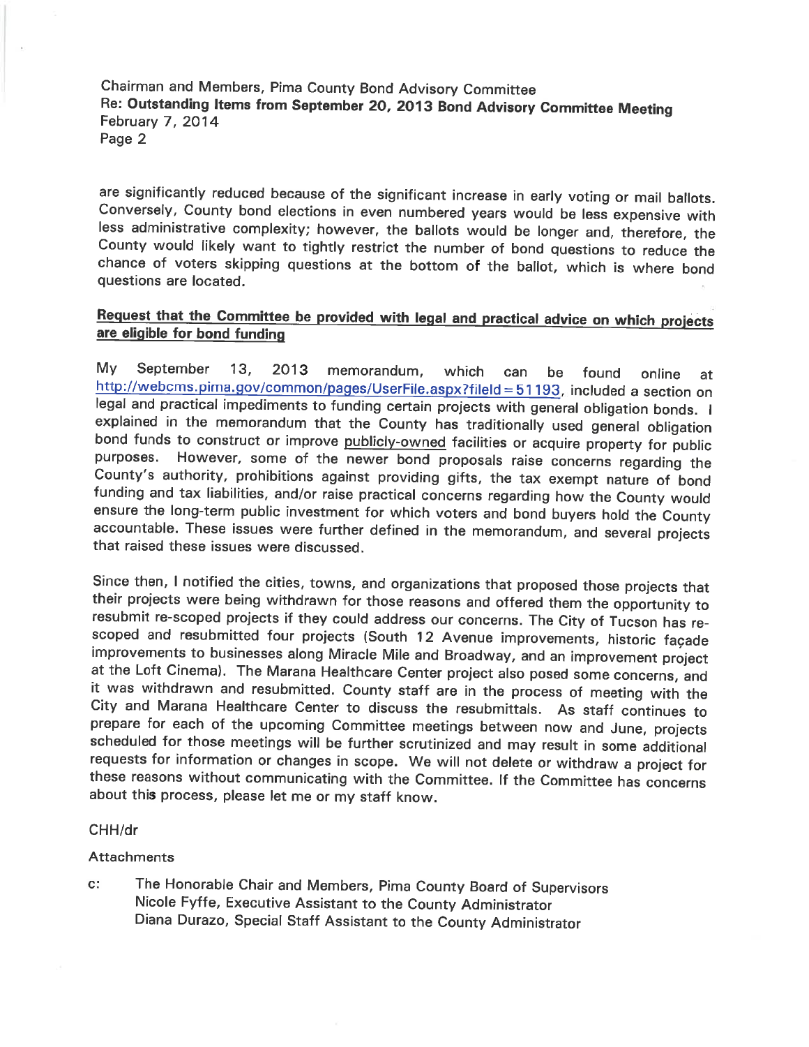are significantly reduced because of the significant increase in early voting or mail ballots. Conversely, County bond elections in even numbered years would be less expensive with less administrative complexity; however, the ballots would be longer and, therefore, the County would likely want to tightly restrict the number of bond questions to reduce the chance of voters skipping questions at the bottom of the ballot, which is where bond questions are located.

**Request that the Committee be provided with legal and practical advice on which projects are eligible for bond funding**

My September 13, 2013 memorandum, which can be found online at http://webcms.pima.gov/common/pages/UserFile.aspx?fileId=51193, included a section on legal and practical impediments to funding certain projects with general obligation bonds. I explained in the memorandum that the County has traditionally used general obligation bond funds to construct or improve publicly-owned facilities or acquire property for public purposes. However, some of the newer bond proposals raise concerns regarding the County's authority, prohibitions against providing gifts, the tax exempt nature of bond funding and tax liabilities, and/or raise practical concerns regarding how the County would ensure the long-term public investment for which voters and bond buyers hold the County accountable. These issues were further defined in the memorandum, and several projects that raised these issues were discussed.

Since then, I notified the cities, towns, and organizations that proposed those projects that their projects were being withdrawn for those reasons and offered them the opportunity to resubmit re-scoped projects if they could address our concerns. The City of Tucson has re-scoped and resubmitted four projects (South 12 Avenue improvements, historic façade improvements to businesses along Miracle Mile and Broadway, and an improvement project at the Loft Cinema). The Marana Healthcare Center project also posed some concerns, and it was withdrawn and resubmitted. County staff are in the process of meeting with the City and Marana Healthcare Center to discuss the resubmittals. As staff continues to prepare for each of the upcoming Committee meetings between now and June, projects scheduled for those meetings will be further scrutinized and may result in some additional requests for information or changes in scope. We will not delete or withdraw a project for these reasons without communicating with the Committee. If the Committee has concerns about this process, please let me or my staff know.

CHH/dr

Attachments

c: The Honorable Chair and Members, Pima County Board of Supervisors
Nicole Fyffe, Executive Assistant to the County Administrator
Diana Durazo, Special Staff Assistant to the County Administrator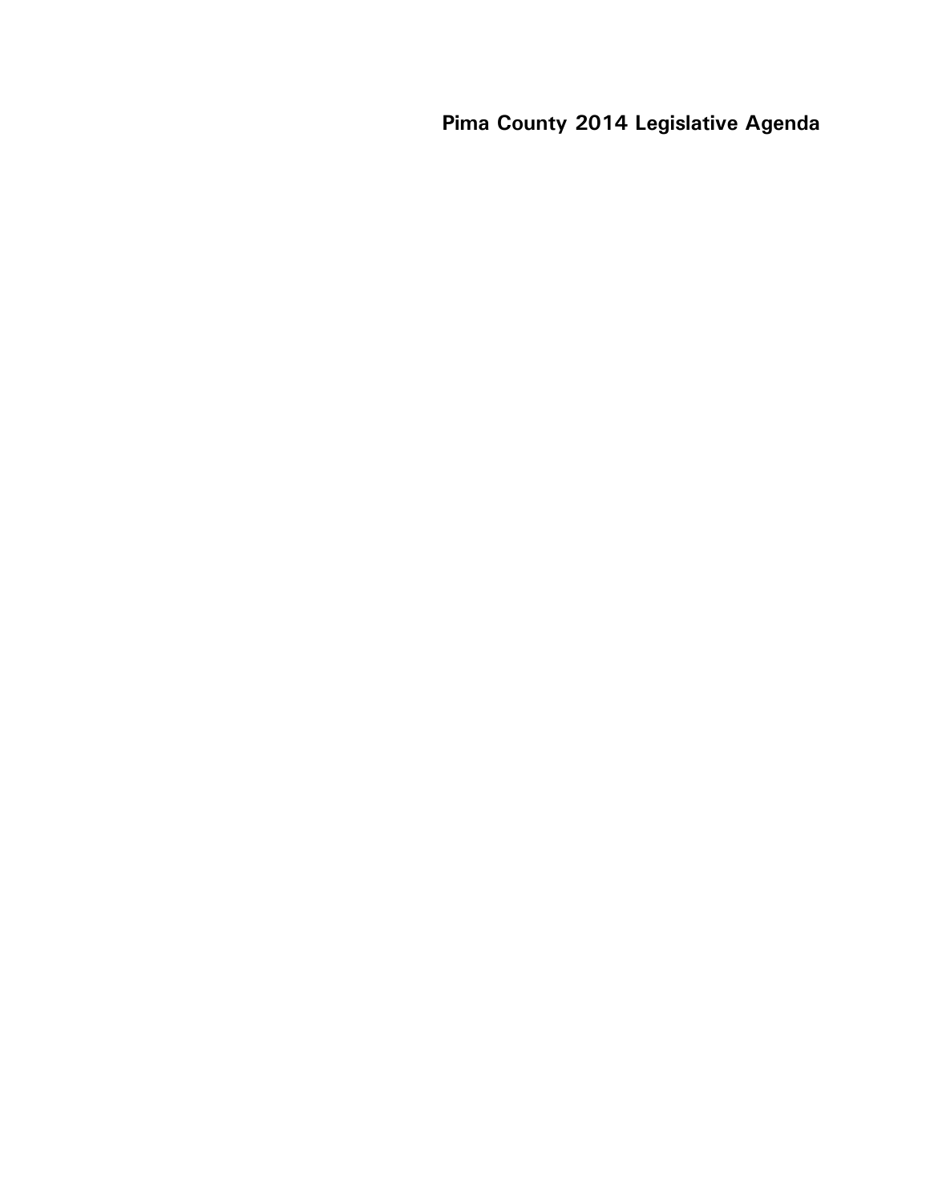# Pima County 2014 Legislative Agenda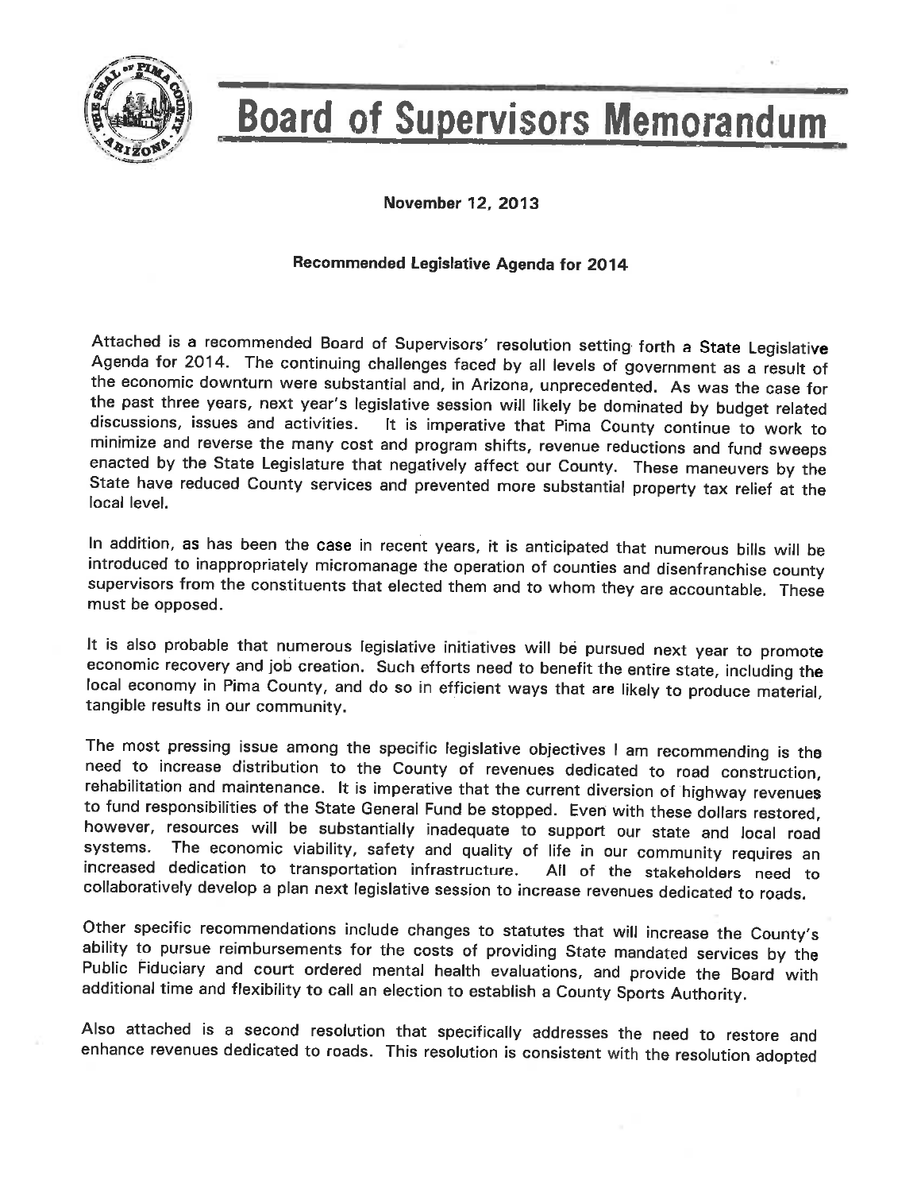# Board of Supervisors Memorandum

**November 12, 2013**

**Recommended Legislative Agenda for 2014**

Attached is a recommended Board of Supervisors' resolution setting forth a State Legislative Agenda for 2014. The continuing challenges faced by all levels of government as a result of the economic downturn were substantial and, in Arizona, unprecedented. As was the case for the past three years, next year's legislative session will likely be dominated by budget related discussions, issues and activities. It is imperative that Pima County continue to work to minimize and reverse the many cost and program shifts, revenue reductions and fund sweeps enacted by the State Legislature that negatively affect our County. These maneuvers by the State have reduced County services and prevented more substantial property tax relief at the local level.

In addition, as has been the case in recent years, it is anticipated that numerous bills will be introduced to inappropriately micromanage the operation of counties and disenfranchise county supervisors from the constituents that elected them and to whom they are accountable. These must be opposed.

It is also probable that numerous legislative initiatives will be pursued next year to promote economic recovery and job creation. Such efforts need to benefit the entire state, including the local economy in Pima County, and do so in efficient ways that are likely to produce material, tangible results in our community.

The most pressing issue among the specific legislative objectives I am recommending is the need to increase distribution to the County of revenues dedicated to road construction, rehabilitation and maintenance. It is imperative that the current diversion of highway revenues to fund responsibilities of the State General Fund be stopped. Even with these dollars restored, however, resources will be substantially inadequate to support our state and local road systems. The economic viability, safety and quality of life in our community requires an increased dedication to transportation infrastructure. All of the stakeholders need to collaboratively develop a plan next legislative session to increase revenues dedicated to roads.

Other specific recommendations include changes to statutes that will increase the County's ability to pursue reimbursements for the costs of providing State mandated services by the Public Fiduciary and court ordered mental health evaluations, and provide the Board with additional time and flexibility to call an election to establish a County Sports Authority.

Also attached is a second resolution that specifically addresses the need to restore and enhance revenues dedicated to roads. This resolution is consistent with the resolution adopted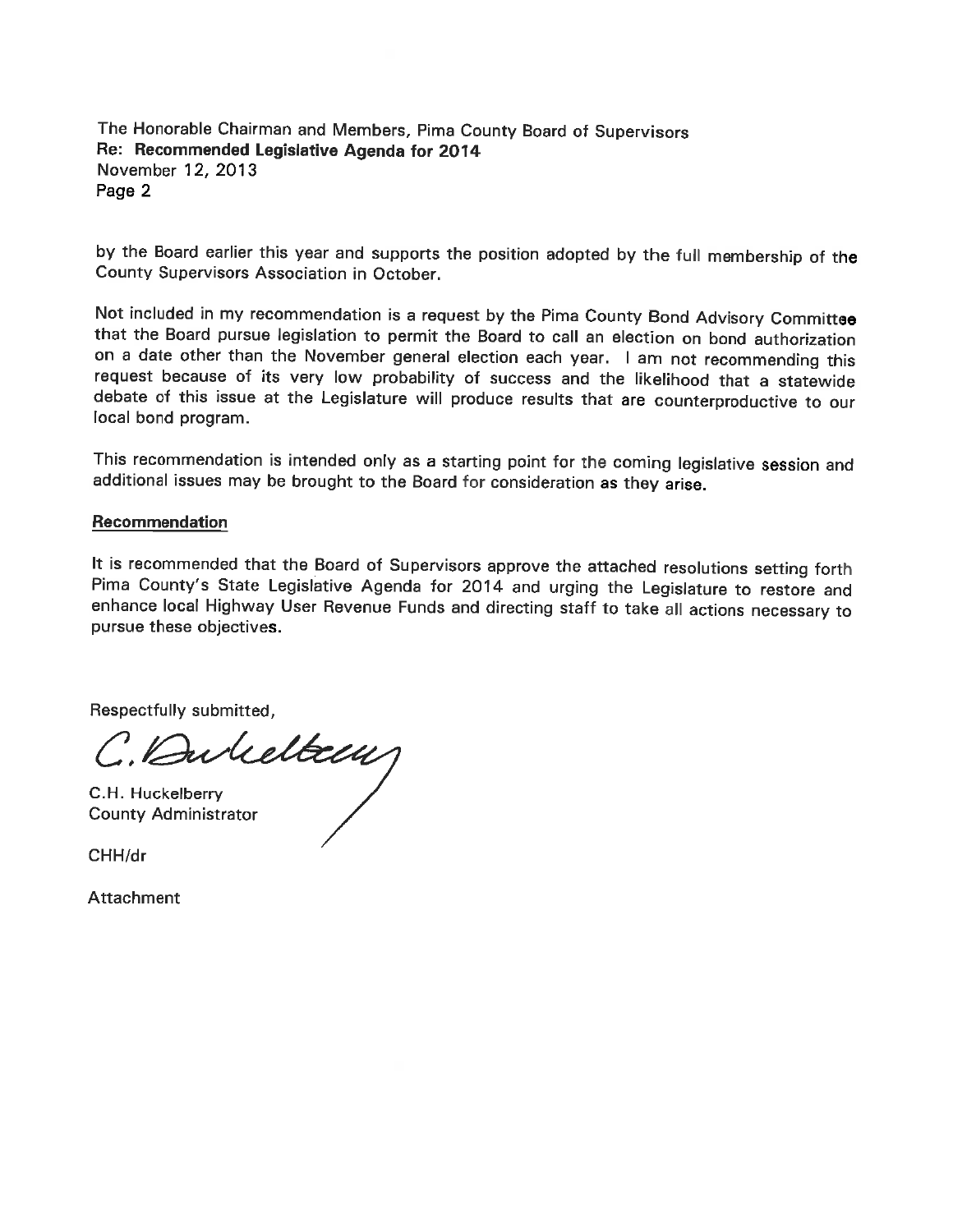by the Board earlier this year and supports the position adopted by the full membership of the County Supervisors Association in October.

Not included in my recommendation is a request by the Pima County Bond Advisory Committee that the Board pursue legislation to permit the Board to call an election on bond authorization on a date other than the November general election each year. I am not recommending this request because of its very low probability of success and the likelihood that a statewide debate of this issue at the Legislature will produce results that are counterproductive to our local bond program.

This recommendation is intended only as a starting point for the coming legislative session and additional issues may be brought to the Board for consideration as they arise.

**Recommendation**

It is recommended that the Board of Supervisors approve the attached resolutions setting forth Pima County's State Legislative Agenda for 2014 and urging the Legislature to restore and enhance local Highway User Revenue Funds and directing staff to take all actions necessary to pursue these objectives.

Respectfully submitted,

C. Huckelberry

C.H. Huckelberry
County Administrator

CHH/dr

Attachment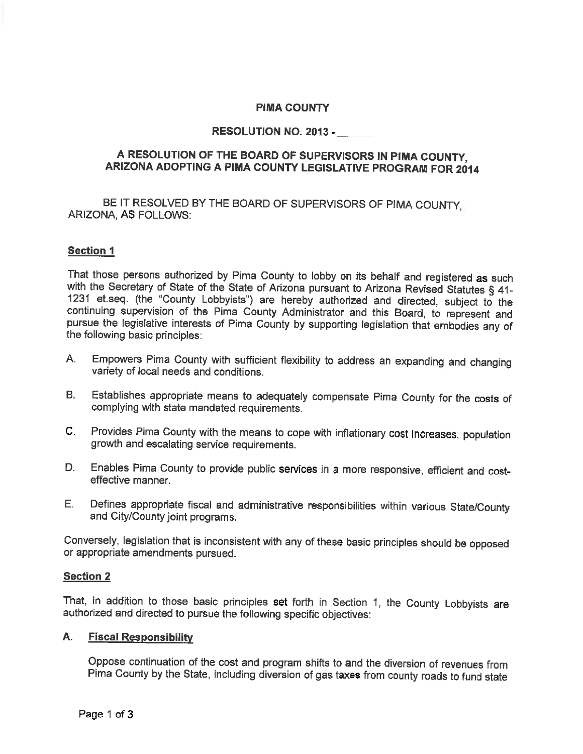**PIMA COUNTY**

**RESOLUTION NO. 2013 - ______**

**A RESOLUTION OF THE BOARD OF SUPERVISORS IN PIMA COUNTY, ARIZONA ADOPTING A PIMA COUNTY LEGISLATIVE PROGRAM FOR 2014**

BE IT RESOLVED BY THE BOARD OF SUPERVISORS OF PIMA COUNTY, ARIZONA, AS FOLLOWS:

**Section 1**

That those persons authorized by Pima County to lobby on its behalf and registered as such with the Secretary of State of the State of Arizona pursuant to Arizona Revised Statutes § 41-1231 et.seq. (the "County Lobbyists") are hereby authorized and directed, subject to the continuing supervision of the Pima County Administrator and this Board, to represent and pursue the legislative interests of Pima County by supporting legislation that embodies any of the following basic principles:

A. Empowers Pima County with sufficient flexibility to address an expanding and changing variety of local needs and conditions.

B. Establishes appropriate means to adequately compensate Pima County for the costs of complying with state mandated requirements.

C. Provides Pima County with the means to cope with inflationary cost increases, population growth and escalating service requirements.

D. Enables Pima County to provide public services in a more responsive, efficient and cost-effective manner.

E. Defines appropriate fiscal and administrative responsibilities within various State/County and City/County joint programs.

Conversely, legislation that is inconsistent with any of these basic principles should be opposed or appropriate amendments pursued.

**Section 2**

That, in addition to those basic principles set forth in Section 1, the County Lobbyists are authorized and directed to pursue the following specific objectives:

**A. Fiscal Responsibility**

Oppose continuation of the cost and program shifts to and the diversion of revenues from Pima County by the State, including diversion of gas taxes from county roads to fund state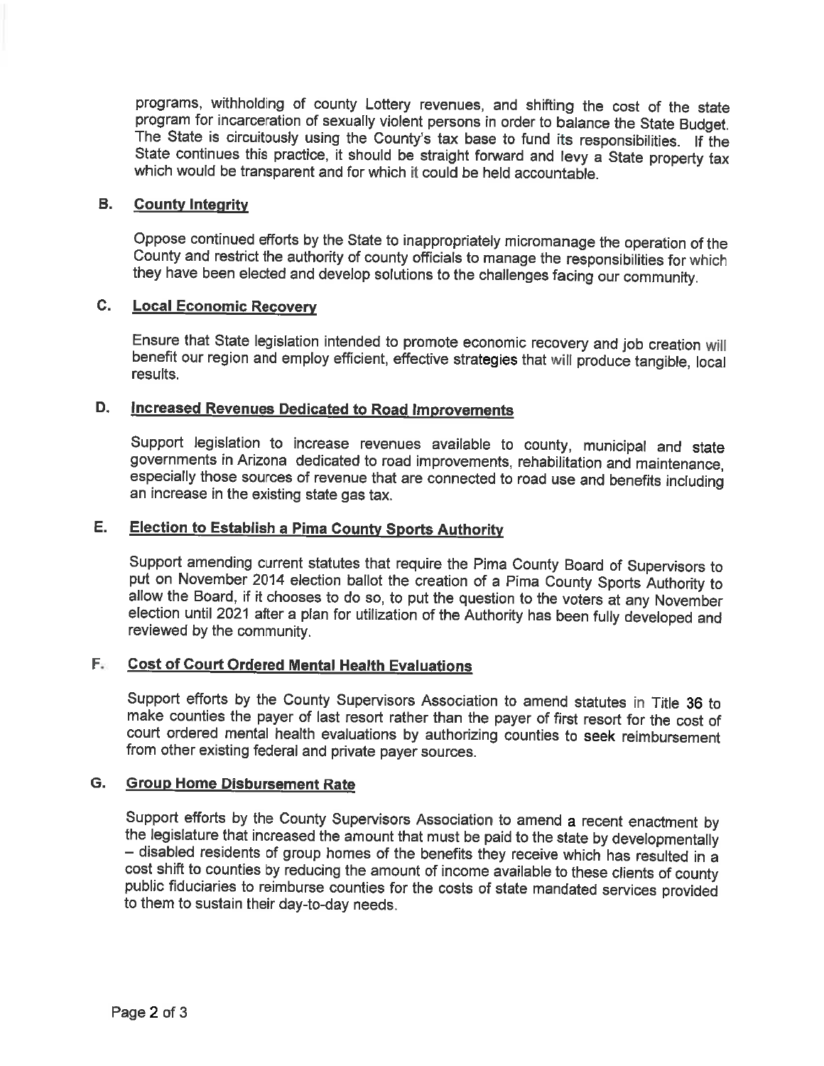programs, withholding of county Lottery revenues, and shifting the cost of the state program for incarceration of sexually violent persons in order to balance the State Budget. The State is circuitously using the County's tax base to fund its responsibilities. If the State continues this practice, it should be straight forward and levy a State property tax which would be transparent and for which it could be held accountable.

### B. County Integrity

Oppose continued efforts by the State to inappropriately micromanage the operation of the County and restrict the authority of county officials to manage the responsibilities for which they have been elected and develop solutions to the challenges facing our community.

### C. Local Economic Recovery

Ensure that State legislation intended to promote economic recovery and job creation will benefit our region and employ efficient, effective strategies that will produce tangible, local results.

### D. Increased Revenues Dedicated to Road Improvements

Support legislation to increase revenues available to county, municipal and state governments in Arizona dedicated to road improvements, rehabilitation and maintenance, especially those sources of revenue that are connected to road use and benefits including an increase in the existing state gas tax.

### E. Election to Establish a Pima County Sports Authority

Support amending current statutes that require the Pima County Board of Supervisors to put on November 2014 election ballot the creation of a Pima County Sports Authority to allow the Board, if it chooses to do so, to put the question to the voters at any November election until 2021 after a plan for utilization of the Authority has been fully developed and reviewed by the community.

### F. Cost of Court Ordered Mental Health Evaluations

Support efforts by the County Supervisors Association to amend statutes in Title 36 to make counties the payer of last resort rather than the payer of first resort for the cost of court ordered mental health evaluations by authorizing counties to seek reimbursement from other existing federal and private payer sources.

### G. Group Home Disbursement Rate

Support efforts by the County Supervisors Association to amend a recent enactment by the legislature that increased the amount that must be paid to the state by developmentally – disabled residents of group homes of the benefits they receive which has resulted in a cost shift to counties by reducing the amount of income available to these clients of county public fiduciaries to reimburse counties for the costs of state mandated services provided to them to sustain their day-to-day needs.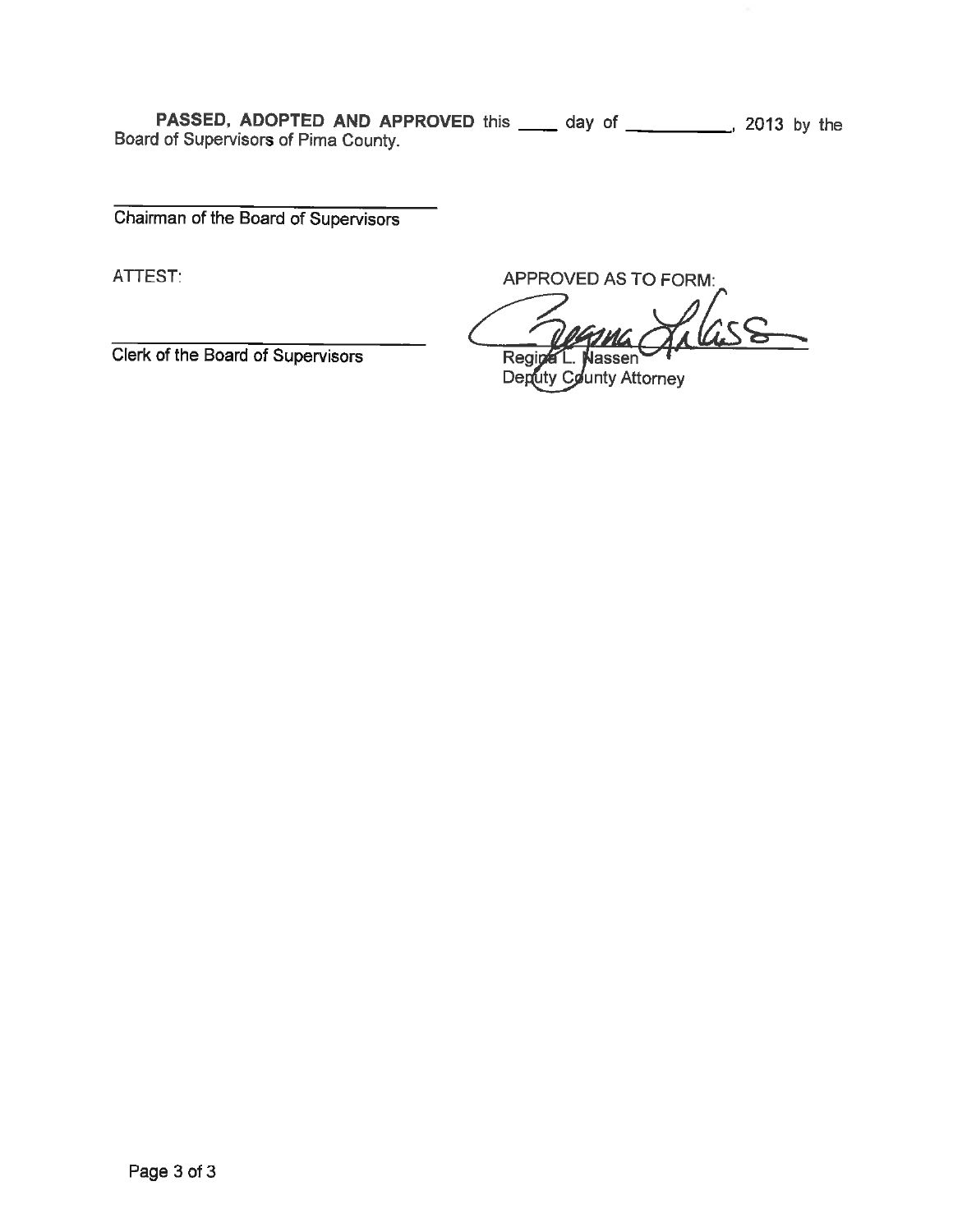**PASSED, ADOPTED AND APPROVED** this ____ day of __________, 2013 by the Board of Supervisors of Pima County.

______________________________
Chairman of the Board of Supervisors

ATTEST:

______________________________
Clerk of the Board of Supervisors

APPROVED AS TO FORM:

______________________________
Regina L. Nassen
Deputy County Attorney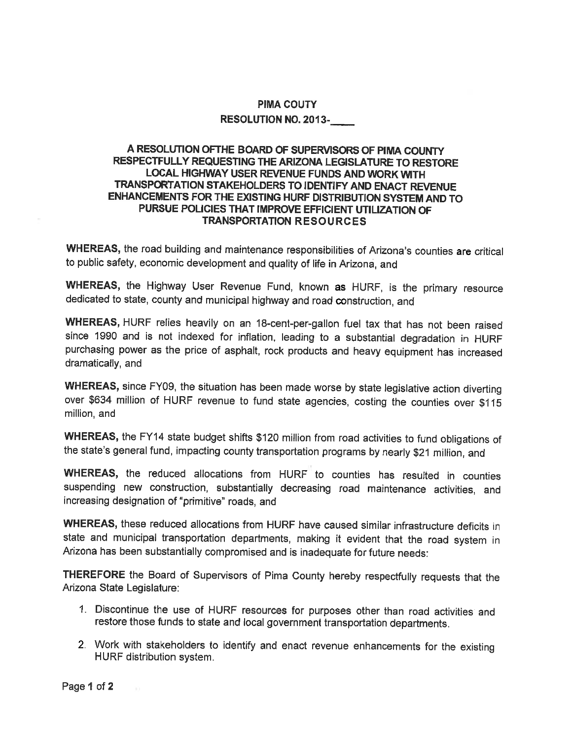**PIMA COUTY**

**RESOLUTION NO. 2013-____**

**A RESOLUTION OFTHE BOARD OF SUPERVISORS OF PIMA COUNTY RESPECTFULLY REQUESTING THE ARIZONA LEGISLATURE TO RESTORE LOCAL HIGHWAY USER REVENUE FUNDS AND WORK WITH TRANSPORTATION STAKEHOLDERS TO IDENTIFY AND ENACT REVENUE ENHANCEMENTS FOR THE EXISTING HURF DISTRIBUTION SYSTEM AND TO PURSUE POLICIES THAT IMPROVE EFFICIENT UTILIZATION OF TRANSPORTATION RESOURCES**

**WHEREAS,** the road building and maintenance responsibilities of Arizona's counties are critical to public safety, economic development and quality of life in Arizona, and

**WHEREAS,** the Highway User Revenue Fund, known as HURF, is the primary resource dedicated to state, county and municipal highway and road construction, and

**WHEREAS,** HURF relies heavily on an 18-cent-per-gallon fuel tax that has not been raised since 1990 and is not indexed for inflation, leading to a substantial degradation in HURF purchasing power as the price of asphalt, rock products and heavy equipment has increased dramatically, and

**WHEREAS,** since FY09, the situation has been made worse by state legislative action diverting over $634 million of HURF revenue to fund state agencies, costing the counties over $115 million, and

**WHEREAS,** the FY14 state budget shifts $120 million from road activities to fund obligations of the state's general fund, impacting county transportation programs by nearly $21 million, and

**WHEREAS,** the reduced allocations from HURF to counties has resulted in counties suspending new construction, substantially decreasing road maintenance activities, and increasing designation of "primitive" roads, and

**WHEREAS,** these reduced allocations from HURF have caused similar infrastructure deficits in state and municipal transportation departments, making it evident that the road system in Arizona has been substantially compromised and is inadequate for future needs:

**THEREFORE** the Board of Supervisors of Pima County hereby respectfully requests that the Arizona State Legislature:

1. Discontinue the use of HURF resources for purposes other than road activities and restore those funds to state and local government transportation departments.
2. Work with stakeholders to identify and enact revenue enhancements for the existing HURF distribution system.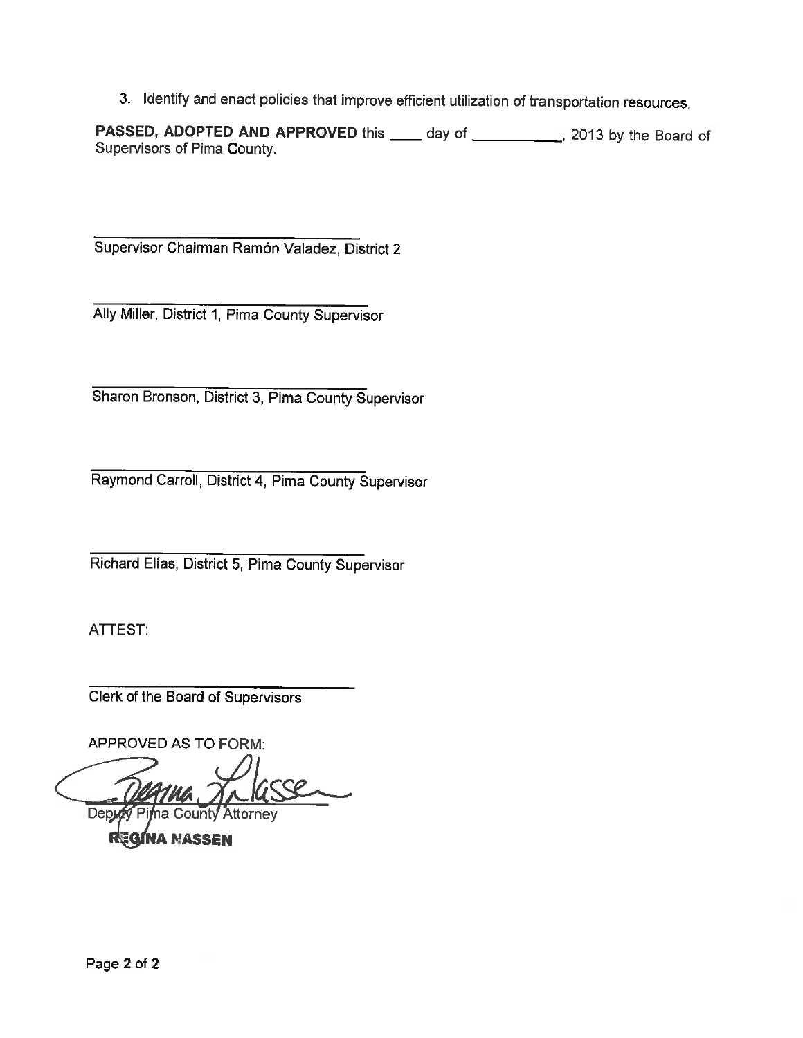3. Identify and enact policies that improve efficient utilization of transportation resources.

**PASSED, ADOPTED AND APPROVED** this ____ day of __________, 2013 by the Board of Supervisors of Pima County.

_______________________________
Supervisor Chairman Ramón Valadez, District 2

_______________________________
Ally Miller, District 1, Pima County Supervisor

_______________________________
Sharon Bronson, District 3, Pima County Supervisor

_______________________________
Raymond Carroll, District 4, Pima County Supervisor

_______________________________
Richard Elías, District 5, Pima County Supervisor

ATTEST:

_______________________________
Clerk of the Board of Supervisors

APPROVED AS TO FORM:

_______________________________
Deputy Pima County Attorney

**REGINA NASSEN**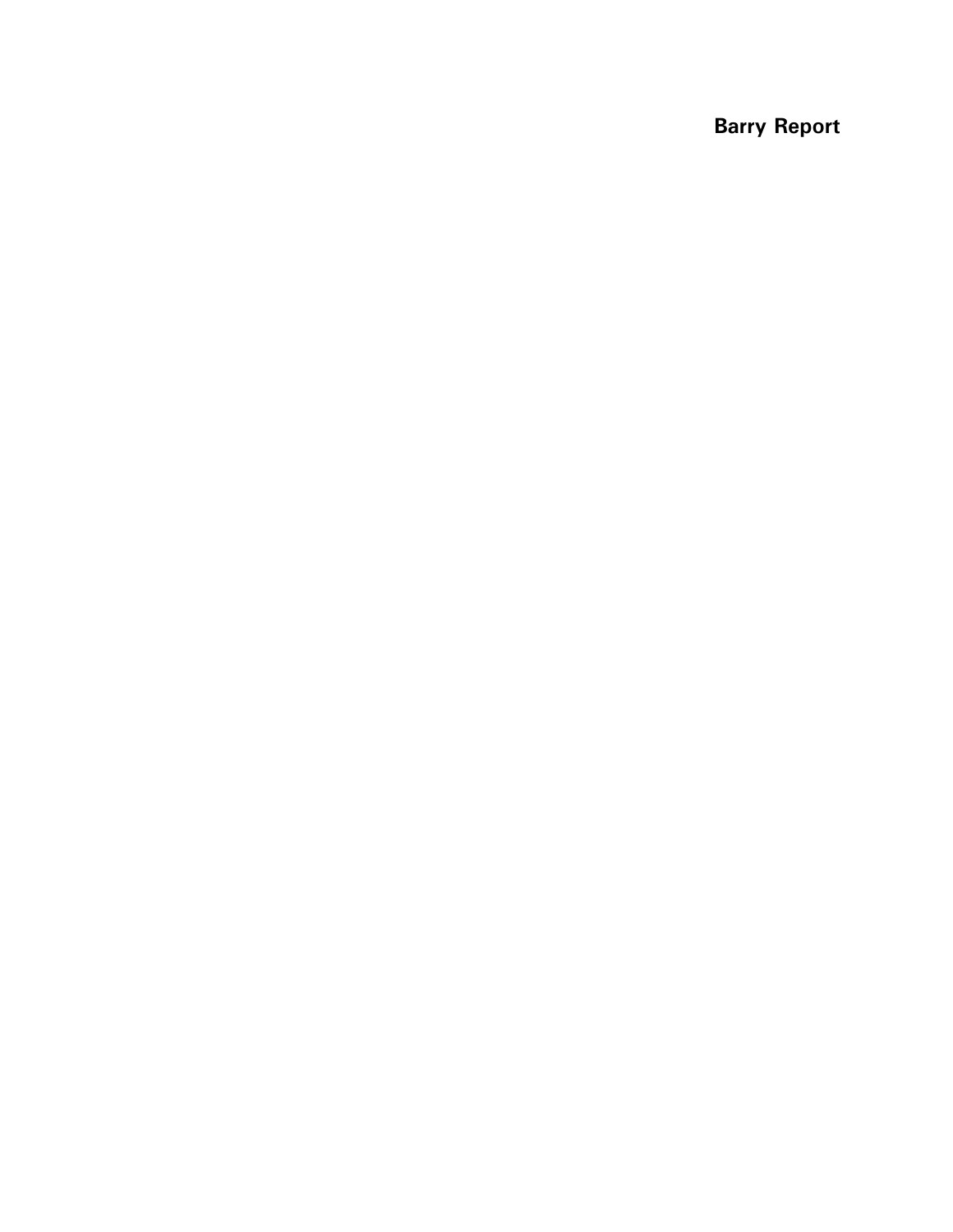**Barry Report**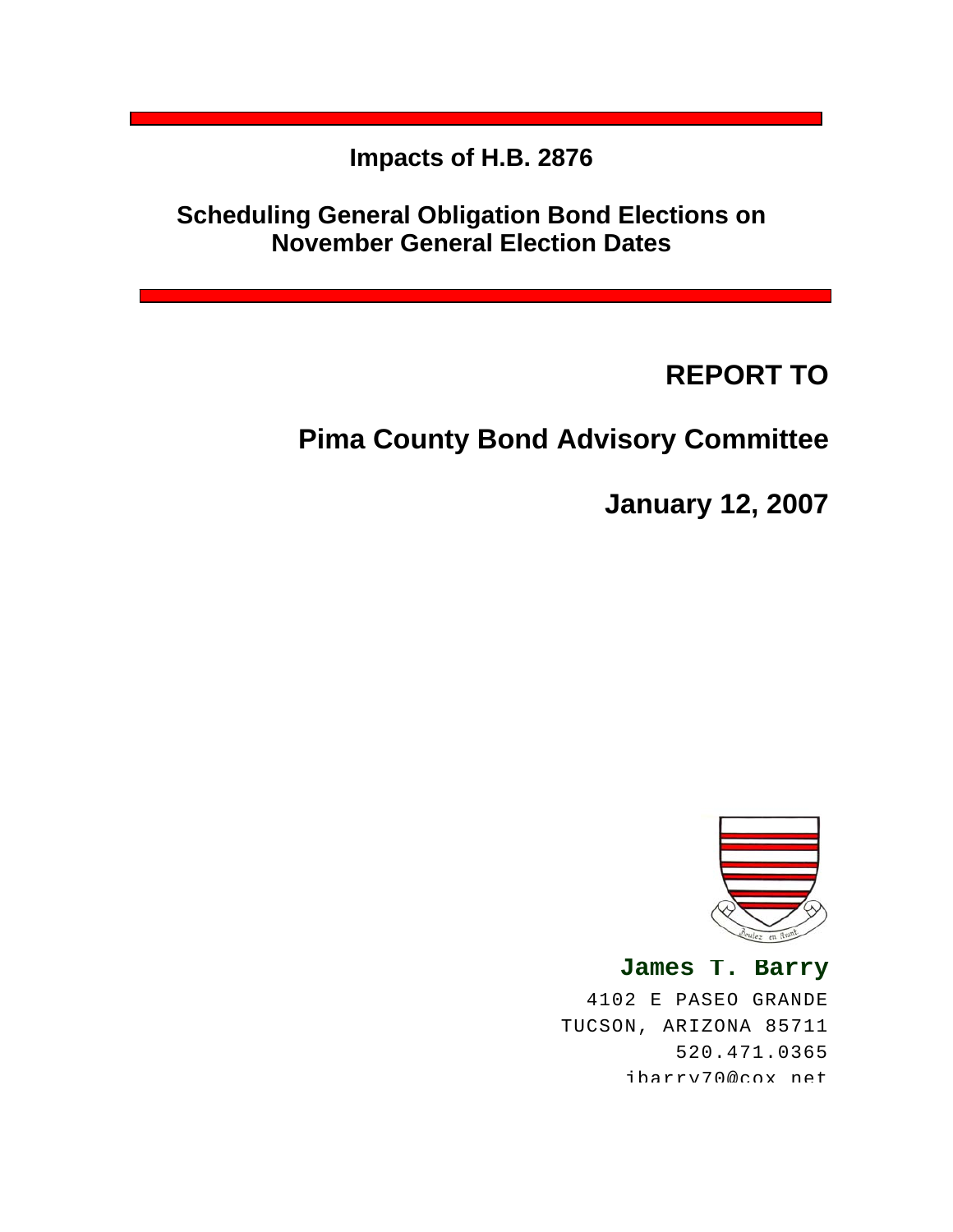# Impacts of H.B. 2876

## Scheduling General Obligation Bond Elections on November General Election Dates

**REPORT TO**

**Pima County Bond Advisory Committee**

**January 12, 2007**

**James T. Barry**

4102 E PASEO GRANDE
TUCSON, ARIZONA 85711
520.471.0365
jbarry70@cox.net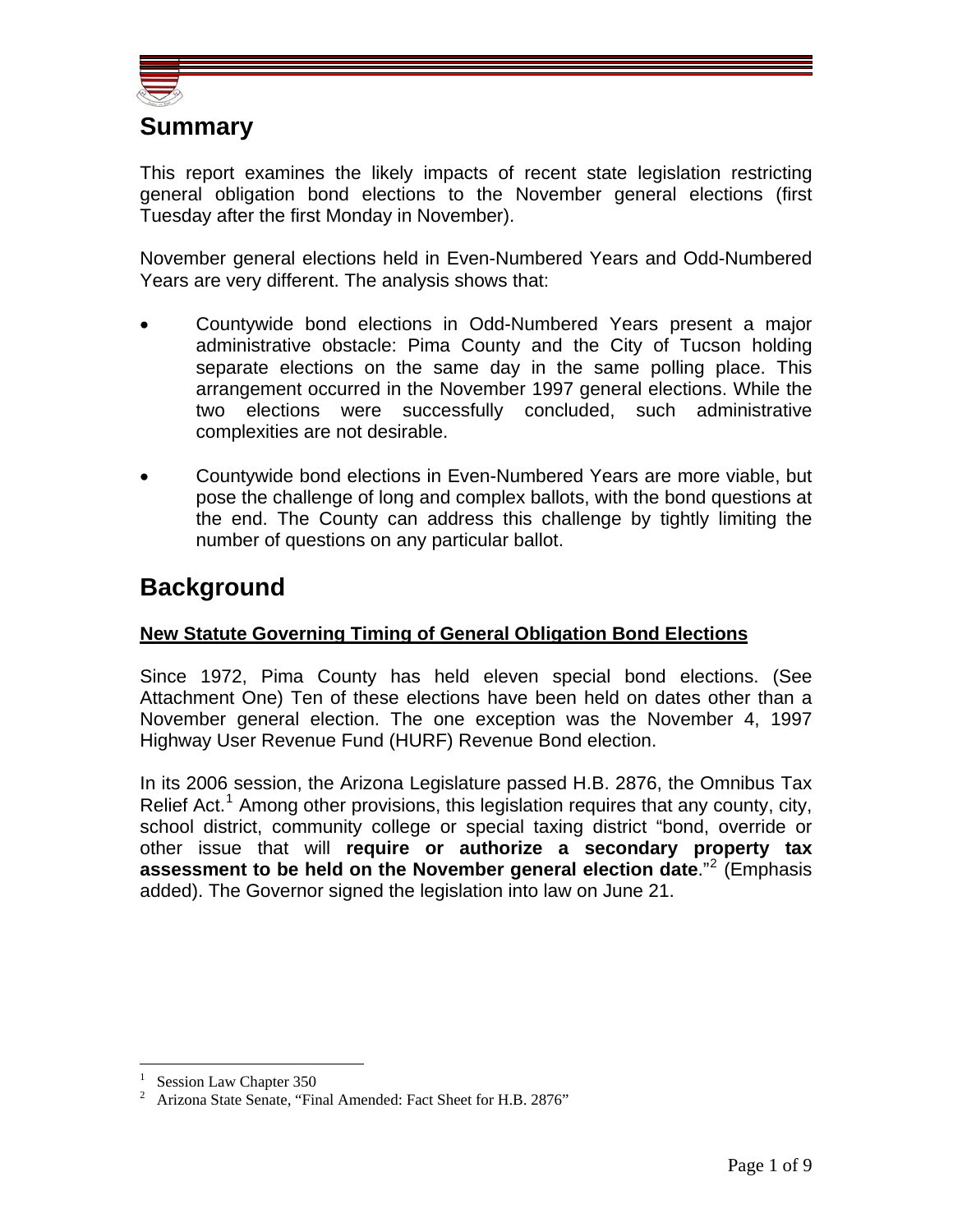# Summary

This report examines the likely impacts of recent state legislation restricting general obligation bond elections to the November general elections (first Tuesday after the first Monday in November).

November general elections held in Even-Numbered Years and Odd-Numbered Years are very different. The analysis shows that:

- Countywide bond elections in Odd-Numbered Years present a major administrative obstacle: Pima County and the City of Tucson holding separate elections on the same day in the same polling place. This arrangement occurred in the November 1997 general elections. While the two elections were successfully concluded, such administrative complexities are not desirable.

- Countywide bond elections in Even-Numbered Years are more viable, but pose the challenge of long and complex ballots, with the bond questions at the end. The County can address this challenge by tightly limiting the number of questions on any particular ballot.

# Background

**New Statute Governing Timing of General Obligation Bond Elections**

Since 1972, Pima County has held eleven special bond elections. (See Attachment One) Ten of these elections have been held on dates other than a November general election. The one exception was the November 4, 1997 Highway User Revenue Fund (HURF) Revenue Bond election.

In its 2006 session, the Arizona Legislature passed H.B. 2876, the Omnibus Tax Relief Act.[1] Among other provisions, this legislation requires that any county, city, school district, community college or special taxing district "bond, override or other issue that will **require or authorize a secondary property tax assessment to be held on the November general election date**."[2] (Emphasis added). The Governor signed the legislation into law on June 21.

[1] Session Law Chapter 350

[2] Arizona State Senate, "Final Amended: Fact Sheet for H.B. 2876"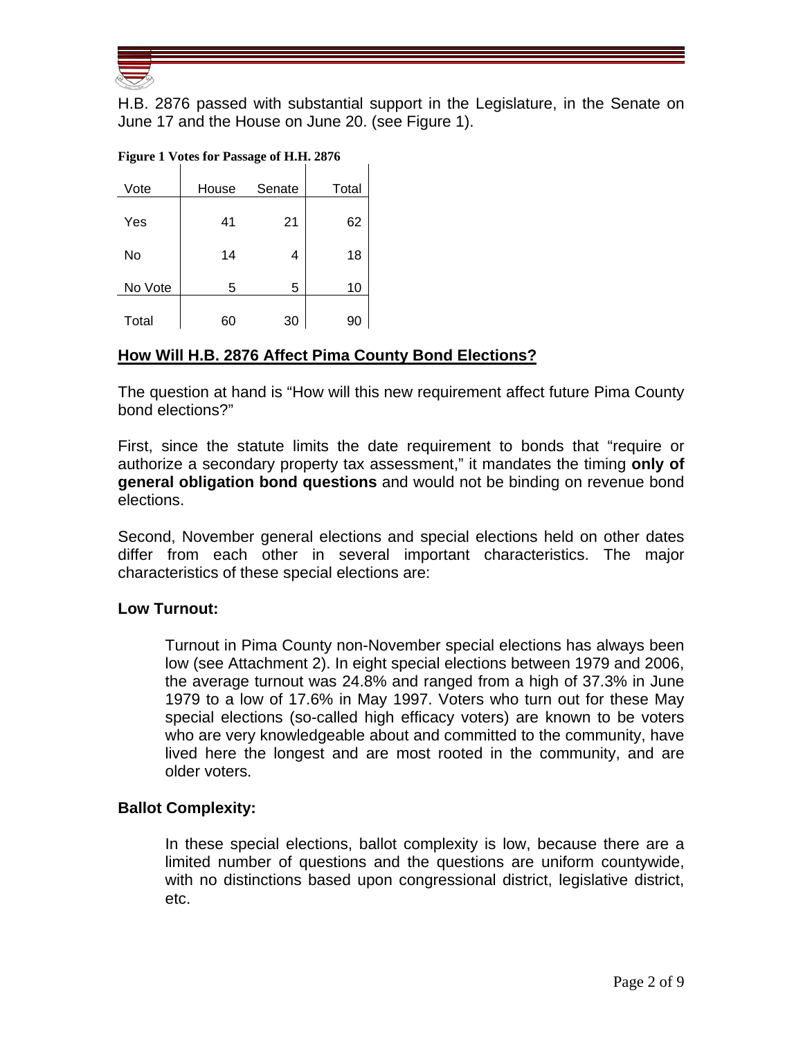H.B. 2876 passed with substantial support in the Legislature, in the Senate on June 17 and the House on June 20. (see Figure 1).

**Figure 1 Votes for Passage of H.H. 2876**

| Vote | House | Senate | Total |
|---|---|---|---|
| Yes | 41 | 21 | 62 |
| No | 14 | 4 | 18 |
| No Vote | 5 | 5 | 10 |
| Total | 60 | 30 | 90 |

## **<u>How Will H.B. 2876 Affect Pima County Bond Elections?</u>**

The question at hand is "How will this new requirement affect future Pima County bond elections?"

First, since the statute limits the date requirement to bonds that "require or authorize a secondary property tax assessment," it mandates the timing **only of general obligation bond questions** and would not be binding on revenue bond elections.

Second, November general elections and special elections held on other dates differ from each other in several important characteristics. The major characteristics of these special elections are:

### **Low Turnout:**

Turnout in Pima County non-November special elections has always been low (see Attachment 2). In eight special elections between 1979 and 2006, the average turnout was 24.8% and ranged from a high of 37.3% in June 1979 to a low of 17.6% in May 1997. Voters who turn out for these May special elections (so-called high efficacy voters) are known to be voters who are very knowledgeable about and committed to the community, have lived here the longest and are most rooted in the community, and are older voters.

### **Ballot Complexity:**

In these special elections, ballot complexity is low, because there are a limited number of questions and the questions are uniform countywide, with no distinctions based upon congressional district, legislative district, etc.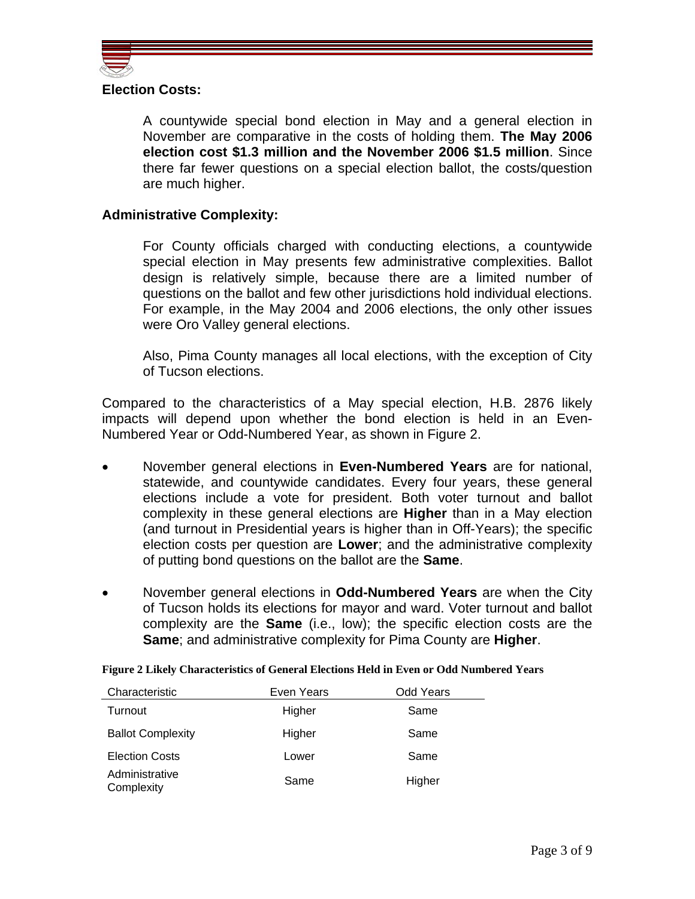**Election Costs:**

A countywide special bond election in May and a general election in November are comparative in the costs of holding them. **The May 2006 election cost $1.3 million and the November 2006 $1.5 million**. Since there far fewer questions on a special election ballot, the costs/question are much higher.

**Administrative Complexity:**

For County officials charged with conducting elections, a countywide special election in May presents few administrative complexities. Ballot design is relatively simple, because there are a limited number of questions on the ballot and few other jurisdictions hold individual elections. For example, in the May 2004 and 2006 elections, the only other issues were Oro Valley general elections.

Also, Pima County manages all local elections, with the exception of City of Tucson elections.

Compared to the characteristics of a May special election, H.B. 2876 likely impacts will depend upon whether the bond election is held in an Even-Numbered Year or Odd-Numbered Year, as shown in Figure 2.

- November general elections in **Even-Numbered Years** are for national, statewide, and countywide candidates. Every four years, these general elections include a vote for president. Both voter turnout and ballot complexity in these general elections are **Higher** than in a May election (and turnout in Presidential years is higher than in Off-Years); the specific election costs per question are **Lower**; and the administrative complexity of putting bond questions on the ballot are the **Same**.
- November general elections in **Odd-Numbered Years** are when the City of Tucson holds its elections for mayor and ward. Voter turnout and ballot complexity are the **Same** (i.e., low); the specific election costs are the **Same**; and administrative complexity for Pima County are **Higher**.

**Figure 2 Likely Characteristics of General Elections Held in Even or Odd Numbered Years**

| Characteristic | Even Years | Odd Years |
|---|---|---|
| Turnout | Higher | Same |
| Ballot Complexity | Higher | Same |
| Election Costs | Lower | Same |
| Administrative Complexity | Same | Higher |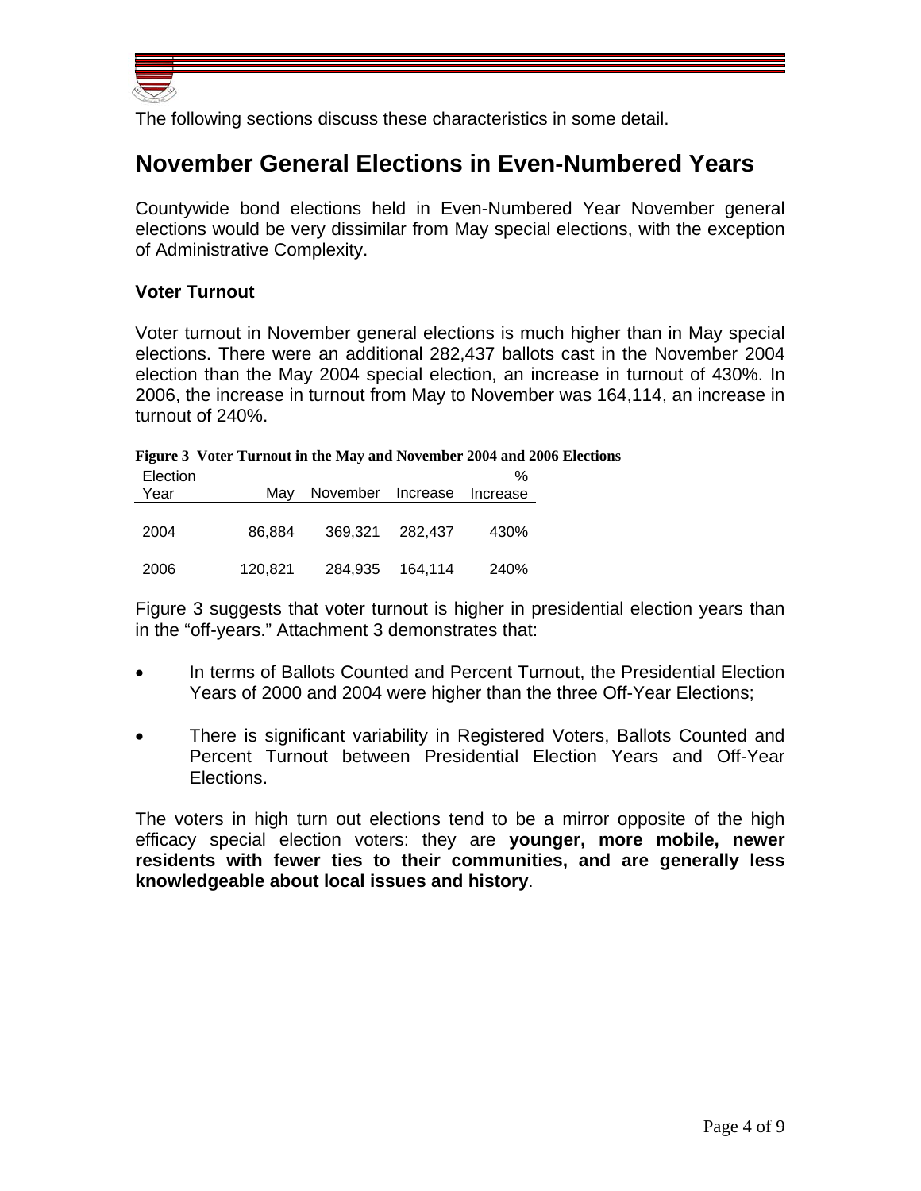The following sections discuss these characteristics in some detail.

## November General Elections in Even-Numbered Years

Countywide bond elections held in Even-Numbered Year November general elections would be very dissimilar from May special elections, with the exception of Administrative Complexity.

### Voter Turnout

Voter turnout in November general elections is much higher than in May special elections. There were an additional 282,437 ballots cast in the November 2004 election than the May 2004 special election, an increase in turnout of 430%. In 2006, the increase in turnout from May to November was 164,114, an increase in turnout of 240%.

**Figure 3 Voter Turnout in the May and November 2004 and 2006 Elections**

| Election Year | May | November | Increase | % Increase |
|---|---|---|---|---|
| 2004 | 86,884 | 369,321 | 282,437 | 430% |
| 2006 | 120,821 | 284,935 | 164,114 | 240% |

Figure 3 suggests that voter turnout is higher in presidential election years than in the "off-years." Attachment 3 demonstrates that:

- In terms of Ballots Counted and Percent Turnout, the Presidential Election Years of 2000 and 2004 were higher than the three Off-Year Elections;
- There is significant variability in Registered Voters, Ballots Counted and Percent Turnout between Presidential Election Years and Off-Year Elections.

The voters in high turn out elections tend to be a mirror opposite of the high efficacy special election voters: they are **younger, more mobile, newer residents with fewer ties to their communities, and are generally less knowledgeable about local issues and history**.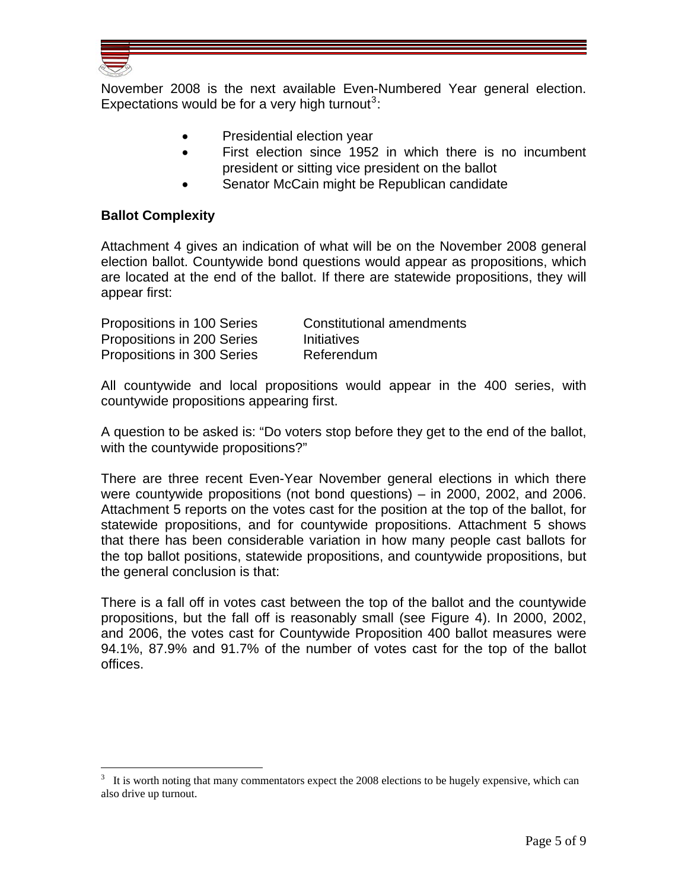November 2008 is the next available Even-Numbered Year general election. Expectations would be for a very high turnout[3]:

- Presidential election year
- First election since 1952 in which there is no incumbent president or sitting vice president on the ballot
- Senator McCain might be Republican candidate

**Ballot Complexity**

Attachment 4 gives an indication of what will be on the November 2008 general election ballot. Countywide bond questions would appear as propositions, which are located at the end of the ballot. If there are statewide propositions, they will appear first:

| | |
|---|---|
| Propositions in 100 Series | Constitutional amendments |
| Propositions in 200 Series | Initiatives |
| Propositions in 300 Series | Referendum |

All countywide and local propositions would appear in the 400 series, with countywide propositions appearing first.

A question to be asked is: "Do voters stop before they get to the end of the ballot, with the countywide propositions?"

There are three recent Even-Year November general elections in which there were countywide propositions (not bond questions) – in 2000, 2002, and 2006. Attachment 5 reports on the votes cast for the position at the top of the ballot, for statewide propositions, and for countywide propositions. Attachment 5 shows that there has been considerable variation in how many people cast ballots for the top ballot positions, statewide propositions, and countywide propositions, but the general conclusion is that:

There is a fall off in votes cast between the top of the ballot and the countywide propositions, but the fall off is reasonably small (see Figure 4). In 2000, 2002, and 2006, the votes cast for Countywide Proposition 400 ballot measures were 94.1%, 87.9% and 91.7% of the number of votes cast for the top of the ballot offices.

[3] It is worth noting that many commentators expect the 2008 elections to be hugely expensive, which can also drive up turnout.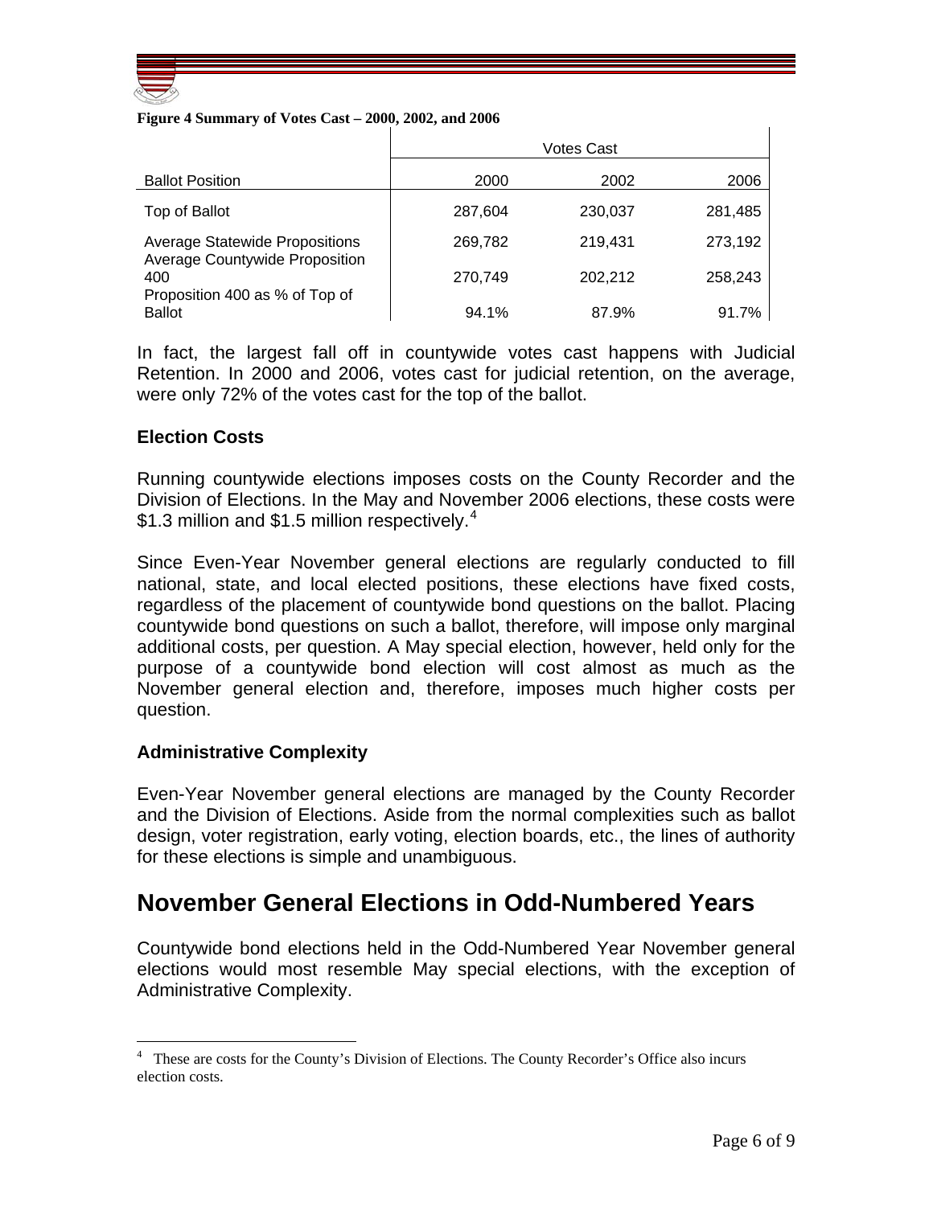**Figure 4 Summary of Votes Cast – 2000, 2002, and 2006**

| | Votes Cast | | |
|---|---|---|---|
| Ballot Position | 2000 | 2002 | 2006 |
| Top of Ballot | 287,604 | 230,037 | 281,485 |
| Average Statewide Propositions | 269,782 | 219,431 | 273,192 |
| Average Countywide Proposition 400 | 270,749 | 202,212 | 258,243 |
| Proposition 400 as % of Top of Ballot | 94.1% | 87.9% | 91.7% |

In fact, the largest fall off in countywide votes cast happens with Judicial Retention. In 2000 and 2006, votes cast for judicial retention, on the average, were only 72% of the votes cast for the top of the ballot.

### Election Costs

Running countywide elections imposes costs on the County Recorder and the Division of Elections. In the May and November 2006 elections, these costs were $1.3 million and $1.5 million respectively.[4]

Since Even-Year November general elections are regularly conducted to fill national, state, and local elected positions, these elections have fixed costs, regardless of the placement of countywide bond questions on the ballot. Placing countywide bond questions on such a ballot, therefore, will impose only marginal additional costs, per question. A May special election, however, held only for the purpose of a countywide bond election will cost almost as much as the November general election and, therefore, imposes much higher costs per question.

### Administrative Complexity

Even-Year November general elections are managed by the County Recorder and the Division of Elections. Aside from the normal complexities such as ballot design, voter registration, early voting, election boards, etc., the lines of authority for these elections is simple and unambiguous.

## November General Elections in Odd-Numbered Years

Countywide bond elections held in the Odd-Numbered Year November general elections would most resemble May special elections, with the exception of Administrative Complexity.

[4] These are costs for the County's Division of Elections. The County Recorder's Office also incurs election costs.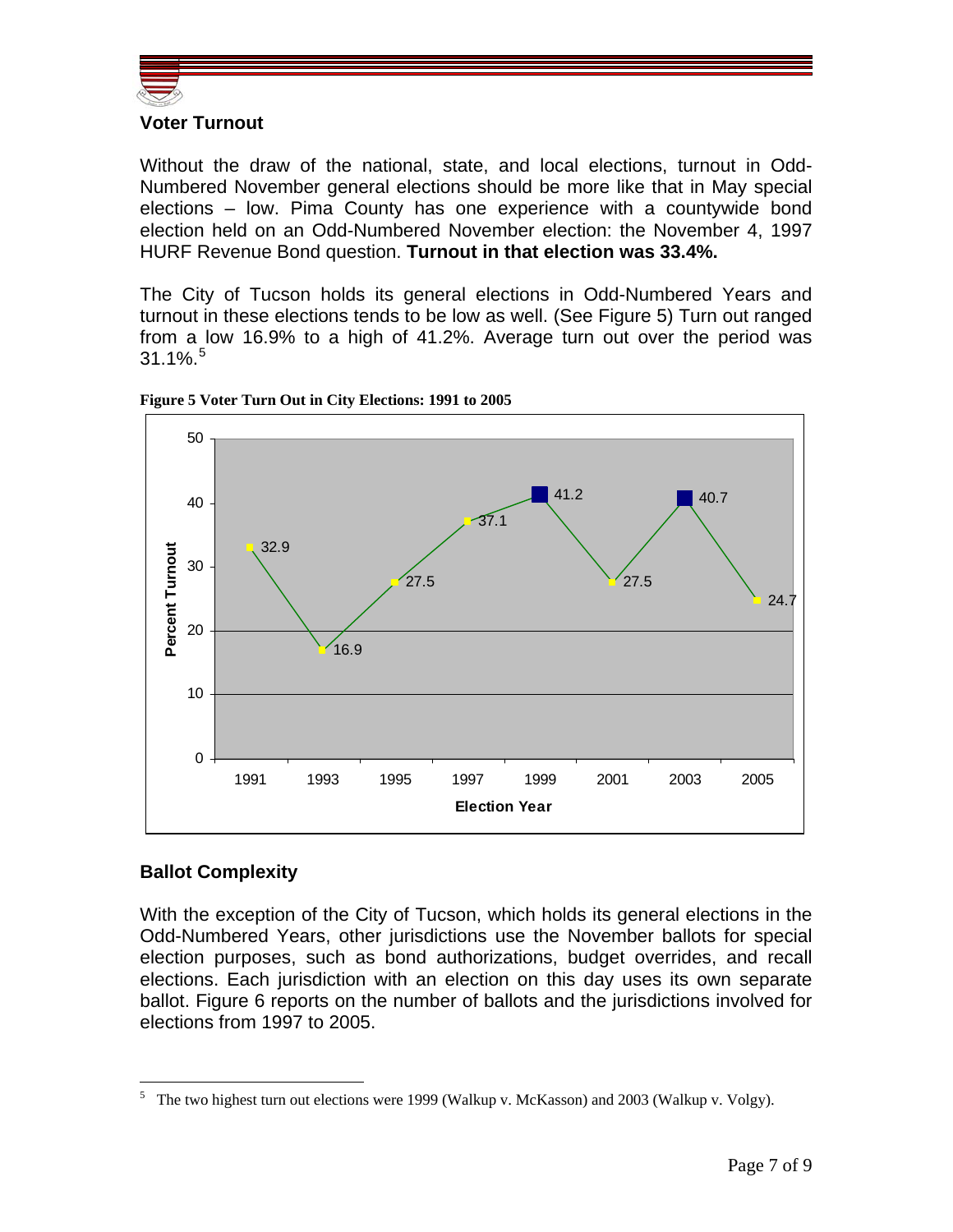## Voter Turnout

Without the draw of the national, state, and local elections, turnout in Odd-Numbered November general elections should be more like that in May special elections – low. Pima County has one experience with a countywide bond election held on an Odd-Numbered November election: the November 4, 1997 HURF Revenue Bond question. **Turnout in that election was 33.4%.**

The City of Tucson holds its general elections in Odd-Numbered Years and turnout in these elections tends to be low as well. (See Figure 5) Turn out ranged from a low 16.9% to a high of 41.2%. Average turn out over the period was 31.1%.[5]

**Figure 5 Voter Turn Out in City Elections: 1991 to 2005**

| Election Year | Percent Turnout |
|---|---|
| 1991 | 32.9 |
| 1993 | 16.9 |
| 1995 | 27.5 |
| 1997 | 37.1 |
| 1999 | 41.2 |
| 2001 | 27.5 |
| 2003 | 40.7 |
| 2005 | 24.7 |

## Ballot Complexity

With the exception of the City of Tucson, which holds its general elections in the Odd-Numbered Years, other jurisdictions use the November ballots for special election purposes, such as bond authorizations, budget overrides, and recall elections. Each jurisdiction with an election on this day uses its own separate ballot. Figure 6 reports on the number of ballots and the jurisdictions involved for elections from 1997 to 2005.

[5] The two highest turn out elections were 1999 (Walkup v. McKasson) and 2003 (Walkup v. Volgy).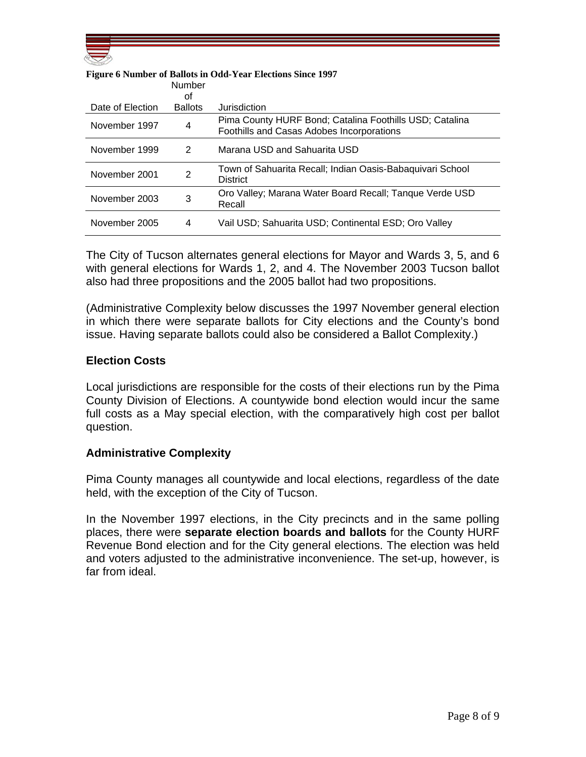**Figure 6 Number of Ballots in Odd-Year Elections Since 1997**

| Date of Election | Number of Ballots | Jurisdiction |
|---|---|---|
| November 1997 | 4 | Pima County HURF Bond; Catalina Foothills USD; Catalina Foothills and Casas Adobes Incorporations |
| November 1999 | 2 | Marana USD and Sahuarita USD |
| November 2001 | 2 | Town of Sahuarita Recall; Indian Oasis-Babaquivari School District |
| November 2003 | 3 | Oro Valley; Marana Water Board Recall; Tanque Verde USD Recall |
| November 2005 | 4 | Vail USD; Sahuarita USD; Continental ESD; Oro Valley |

The City of Tucson alternates general elections for Mayor and Wards 3, 5, and 6 with general elections for Wards 1, 2, and 4. The November 2003 Tucson ballot also had three propositions and the 2005 ballot had two propositions.

(Administrative Complexity below discusses the 1997 November general election in which there were separate ballots for City elections and the County's bond issue. Having separate ballots could also be considered a Ballot Complexity.)

### Election Costs

Local jurisdictions are responsible for the costs of their elections run by the Pima County Division of Elections. A countywide bond election would incur the same full costs as a May special election, with the comparatively high cost per ballot question.

### Administrative Complexity

Pima County manages all countywide and local elections, regardless of the date held, with the exception of the City of Tucson.

In the November 1997 elections, in the City precincts and in the same polling places, there were **separate election boards and ballots** for the County HURF Revenue Bond election and for the City general elections. The election was held and voters adjusted to the administrative inconvenience. The set-up, however, is far from ideal.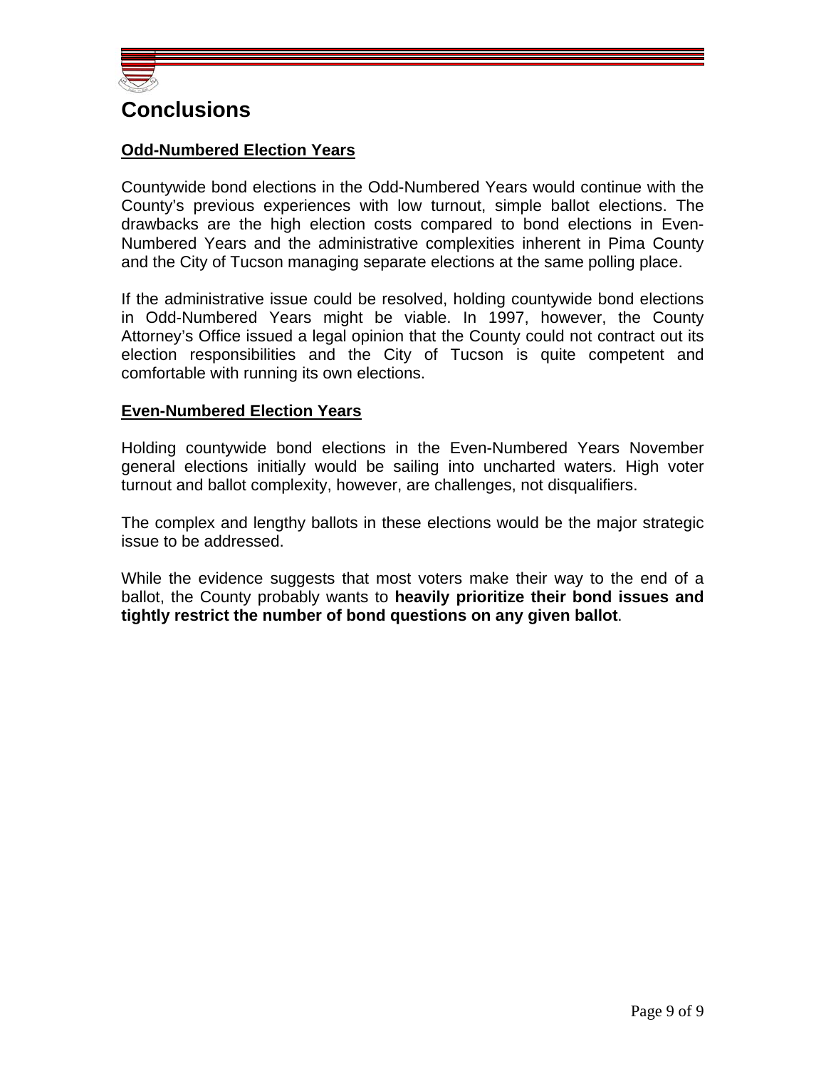# Conclusions

**Odd-Numbered Election Years**

Countywide bond elections in the Odd-Numbered Years would continue with the County's previous experiences with low turnout, simple ballot elections. The drawbacks are the high election costs compared to bond elections in Even-Numbered Years and the administrative complexities inherent in Pima County and the City of Tucson managing separate elections at the same polling place.

If the administrative issue could be resolved, holding countywide bond elections in Odd-Numbered Years might be viable. In 1997, however, the County Attorney's Office issued a legal opinion that the County could not contract out its election responsibilities and the City of Tucson is quite competent and comfortable with running its own elections.

**Even-Numbered Election Years**

Holding countywide bond elections in the Even-Numbered Years November general elections initially would be sailing into uncharted waters. High voter turnout and ballot complexity, however, are challenges, not disqualifiers.

The complex and lengthy ballots in these elections would be the major strategic issue to be addressed.

While the evidence suggests that most voters make their way to the end of a ballot, the County probably wants to **heavily prioritize their bond issues and tightly restrict the number of bond questions on any given ballot**.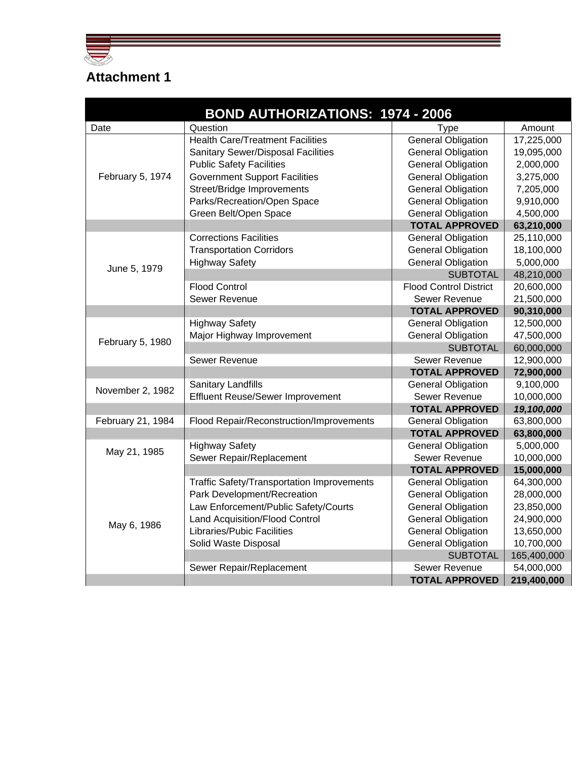# Attachment 1

| BOND AUTHORIZATIONS: 1974 - 2006 | | | |
|---|---|---|---|
| Date | Question | Type | Amount |
| February 5, 1974 | Health Care/Treatment Facilities | General Obligation | 17,225,000 |
| | Sanitary Sewer/Disposal Facilities | General Obligation | 19,095,000 |
| | Public Safety Facilities | General Obligation | 2,000,000 |
| | Government Support Facilities | General Obligation | 3,275,000 |
| | Street/Bridge Improvements | General Obligation | 7,205,000 |
| | Parks/Recreation/Open Space | General Obligation | 9,910,000 |
| | Green Belt/Open Space | General Obligation | 4,500,000 |
| | | **TOTAL APPROVED** | **63,210,000** |
| June 5, 1979 | Corrections Facilities | General Obligation | 25,110,000 |
| | Transportation Corridors | General Obligation | 18,100,000 |
| | Highway Safety | General Obligation | 5,000,000 |
| | | SUBTOTAL | 48,210,000 |
| | Flood Control | Flood Control District | 20,600,000 |
| | Sewer Revenue | Sewer Revenue | 21,500,000 |
| | | **TOTAL APPROVED** | **90,310,000** |
| February 5, 1980 | Highway Safety | General Obligation | 12,500,000 |
| | Major Highway Improvement | General Obligation | 47,500,000 |
| | | SUBTOTAL | 60,000,000 |
| | Sewer Revenue | Sewer Revenue | 12,900,000 |
| | | **TOTAL APPROVED** | **72,900,000** |
| November 2, 1982 | Sanitary Landfills | General Obligation | 9,100,000 |
| | Effluent Reuse/Sewer Improvement | Sewer Revenue | 10,000,000 |
| | | **TOTAL APPROVED** | ***19,100,000*** |
| February 21, 1984 | Flood Repair/Reconstruction/Improvements | General Obligation | 63,800,000 |
| | | **TOTAL APPROVED** | **63,800,000** |
| May 21, 1985 | Highway Safety | General Obligation | 5,000,000 |
| | Sewer Repair/Replacement | Sewer Revenue | 10,000,000 |
| | | **TOTAL APPROVED** | **15,000,000** |
| May 6, 1986 | Traffic Safety/Transportation Improvements | General Obligation | 64,300,000 |
| | Park Development/Recreation | General Obligation | 28,000,000 |
| | Law Enforcement/Public Safety/Courts | General Obligation | 23,850,000 |
| | Land Acquisition/Flood Control | General Obligation | 24,900,000 |
| | Libraries/Pubic Facilities | General Obligation | 13,650,000 |
| | Solid Waste Disposal | General Obligation | 10,700,000 |
| | | SUBTOTAL | 165,400,000 |
| | Sewer Repair/Replacement | Sewer Revenue | 54,000,000 |
| | | **TOTAL APPROVED** | **219,400,000** |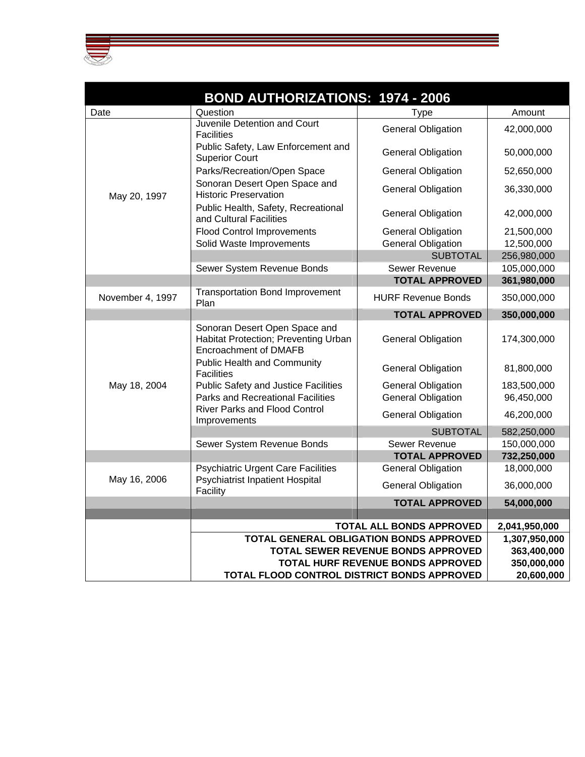| BOND AUTHORIZATIONS: 1974 - 2006 | | | |
|---|---|---|---|
| Date | Question | Type | Amount |
| May 20, 1997 | Juvenile Detention and Court Facilities | General Obligation | 42,000,000 |
| | Public Safety, Law Enforcement and Superior Court | General Obligation | 50,000,000 |
| | Parks/Recreation/Open Space | General Obligation | 52,650,000 |
| | Sonoran Desert Open Space and Historic Preservation | General Obligation | 36,330,000 |
| | Public Health, Safety, Recreational and Cultural Facilities | General Obligation | 42,000,000 |
| | Flood Control Improvements | General Obligation | 21,500,000 |
| | Solid Waste Improvements | General Obligation | 12,500,000 |
| | | SUBTOTAL | 256,980,000 |
| | Sewer System Revenue Bonds | Sewer Revenue | 105,000,000 |
| | | **TOTAL APPROVED** | **361,980,000** |
| November 4, 1997 | Transportation Bond Improvement Plan | HURF Revenue Bonds | 350,000,000 |
| | | **TOTAL APPROVED** | **350,000,000** |
| May 18, 2004 | Sonoran Desert Open Space and Habitat Protection; Preventing Urban Encroachment of DMAFB | General Obligation | 174,300,000 |
| | Public Health and Community Facilities | General Obligation | 81,800,000 |
| | Public Safety and Justice Facilities | General Obligation | 183,500,000 |
| | Parks and Recreational Facilities | General Obligation | 96,450,000 |
| | River Parks and Flood Control Improvements | General Obligation | 46,200,000 |
| | | SUBTOTAL | 582,250,000 |
| | Sewer System Revenue Bonds | Sewer Revenue | 150,000,000 |
| | | **TOTAL APPROVED** | **732,250,000** |
| May 16, 2006 | Psychiatric Urgent Care Facilities | General Obligation | 18,000,000 |
| | Psychiatrist Inpatient Hospital Facility | General Obligation | 36,000,000 |
| | | **TOTAL APPROVED** | **54,000,000** |
| | | | |
| | | **TOTAL ALL BONDS APPROVED** | **2,041,950,000** |
| | | **TOTAL GENERAL OBLIGATION BONDS APPROVED** | **1,307,950,000** |
| | | **TOTAL SEWER REVENUE BONDS APPROVED** | **363,400,000** |
| | | **TOTAL HURF REVENUE BONDS APPROVED** | **350,000,000** |
| | | **TOTAL FLOOD CONTROL DISTRICT BONDS APPROVED** | **20,600,000** |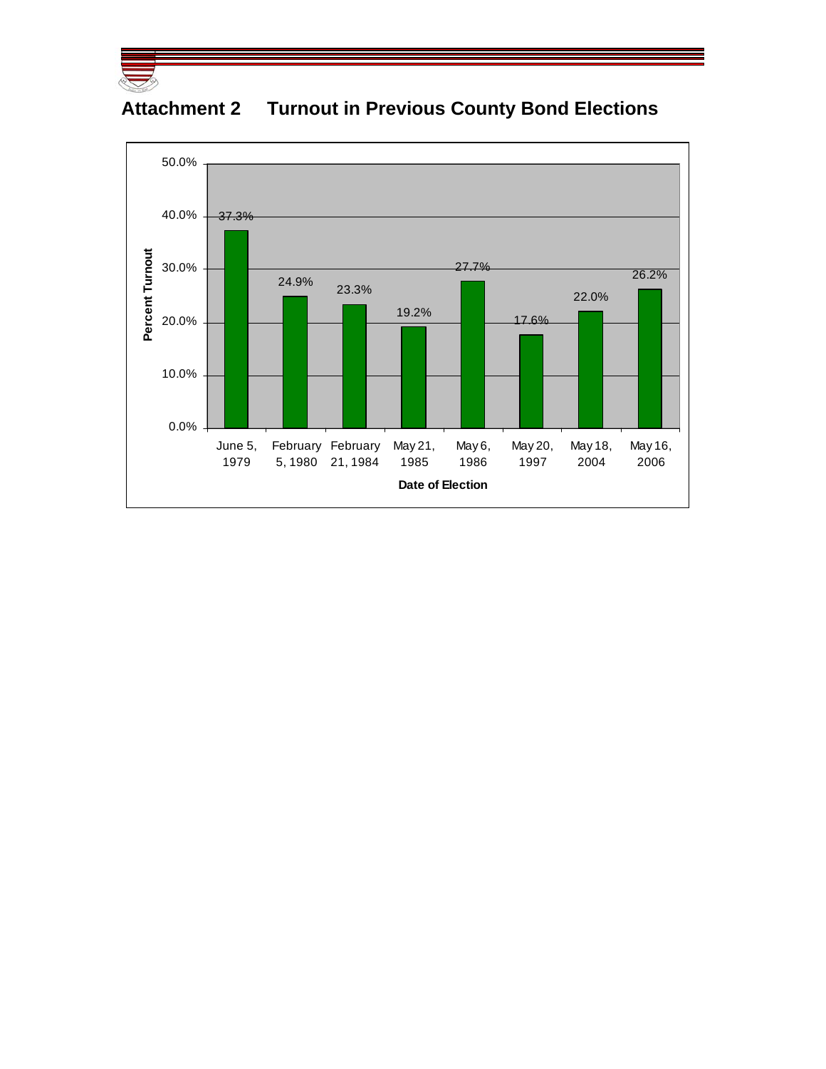# Attachment 2 Turnout in Previous County Bond Elections

| Date of Election | Percent Turnout |
|---|---|
| June 5, 1979 | 37.3% |
| February 5, 1980 | 24.9% |
| February 21, 1984 | 23.3% |
| May 21, 1985 | 19.2% |
| May 6, 1986 | 27.7% |
| May 20, 1997 | 17.6% |
| May 18, 2004 | 22.0% |
| May 16, 2006 | 26.2% |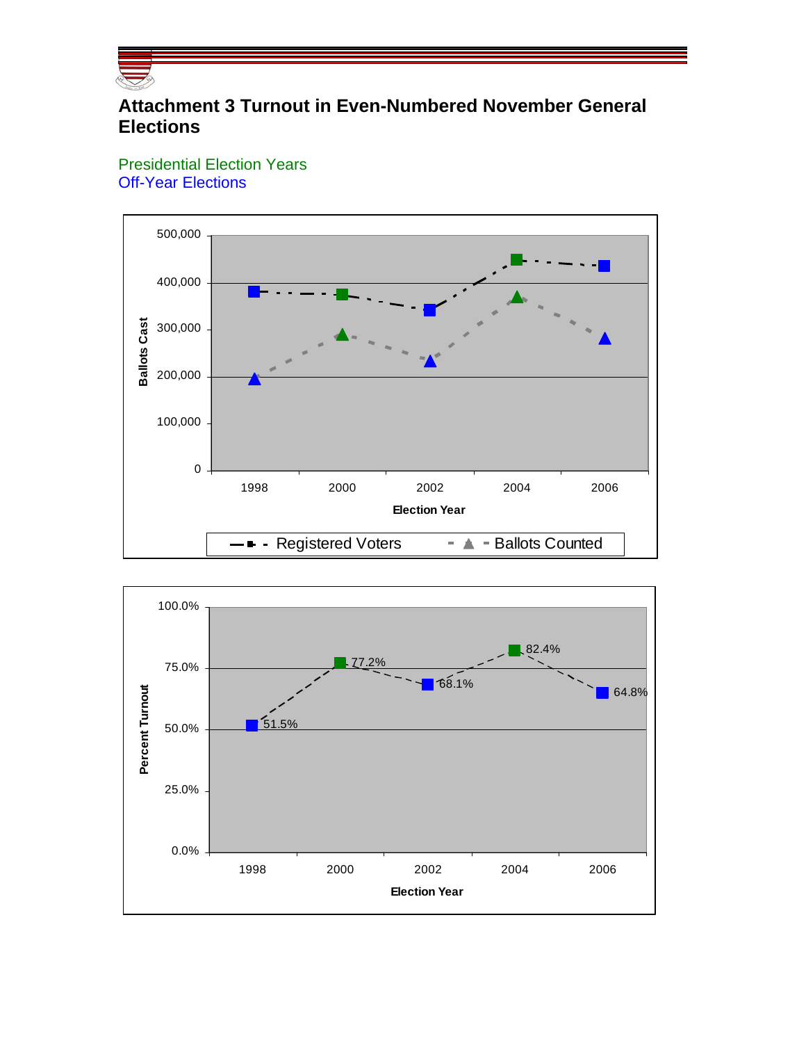# Attachment 3 Turnout in Even-Numbered November General Elections

Presidential Election Years
Off-Year Elections

Ballots Cast

500,000
400,000
300,000
200,000
100,000
0

1998 2000 2002 2004 2006

Election Year

Registered Voters   Ballots Counted

Percent Turnout

100.0%
75.0%
50.0%
25.0%
0.0%

51.5%  77.2%  68.1%  82.4%  64.8%

1998 2000 2002 2004 2006

Election Year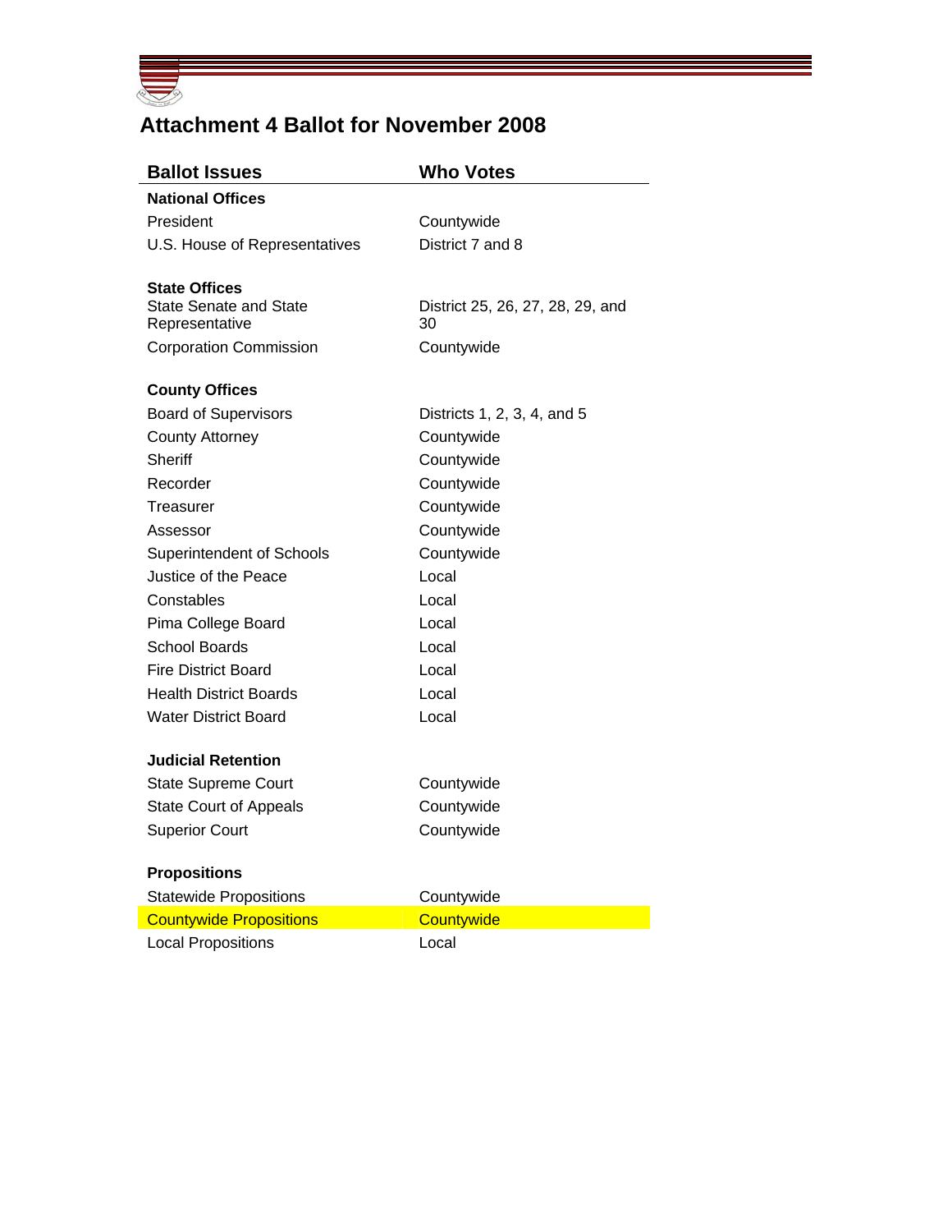# Attachment 4 Ballot for November 2008

| Ballot Issues | Who Votes |
|---|---|
| **National Offices** | |
| President | Countywide |
| U.S. House of Representatives | District 7 and 8 |
| | |
| **State Offices** | |
| State Senate and State Representative | District 25, 26, 27, 28, 29, and 30 |
| Corporation Commission | Countywide |
| | |
| **County Offices** | |
| Board of Supervisors | Districts 1, 2, 3, 4, and 5 |
| County Attorney | Countywide |
| Sheriff | Countywide |
| Recorder | Countywide |
| Treasurer | Countywide |
| Assessor | Countywide |
| Superintendent of Schools | Countywide |
| Justice of the Peace | Local |
| Constables | Local |
| Pima College Board | Local |
| School Boards | Local |
| Fire District Board | Local |
| Health District Boards | Local |
| Water District Board | Local |
| | |
| **Judicial Retention** | |
| State Supreme Court | Countywide |
| State Court of Appeals | Countywide |
| Superior Court | Countywide |
| | |
| **Propositions** | |
| Statewide Propositions | Countywide |
| Countywide Propositions | Countywide |
| Local Propositions | Local |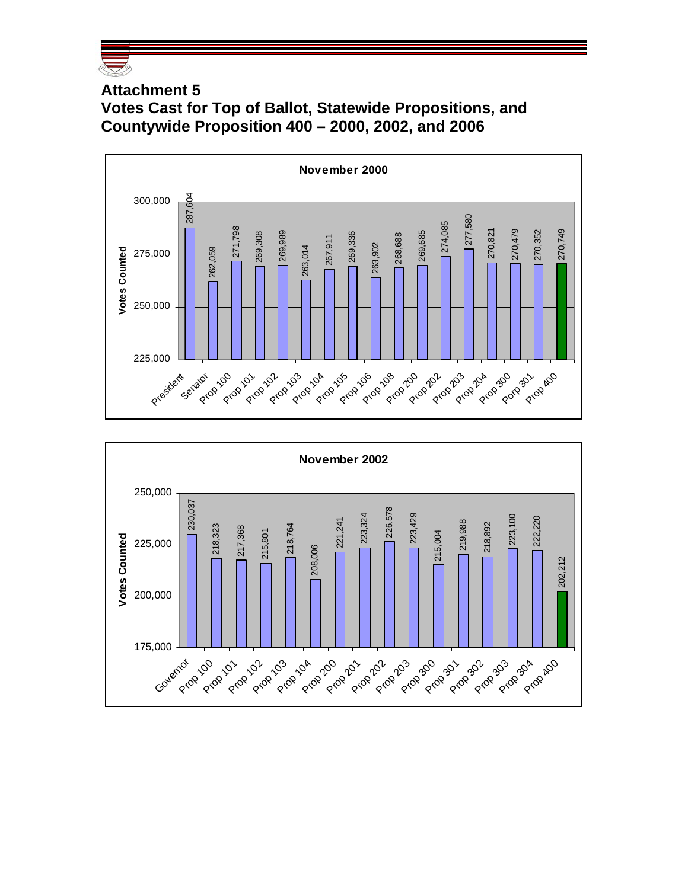## Attachment 5

## Votes Cast for Top of Ballot, Statewide Propositions, and Countywide Proposition 400 – 2000, 2002, and 2006

**November 2000**

| Contest | Votes Counted |
|---|---|
| President | 287,604 |
| Senator | 262,059 |
| Prop 100 | 271,798 |
| Prop 101 | 269,308 |
| Prop 102 | 269,989 |
| Prop 103 | 263,014 |
| Prop 104 | 267,911 |
| Prop 105 | 269,336 |
| Prop 106 | 263,902 |
| Prop 108 | 268,688 |
| Prop 200 | 269,685 |
| Prop 202 | 274,085 |
| Prop 203 | 277,580 |
| Prop 204 | 270,821 |
| Prop 300 | 270,479 |
| Porp 301 | 270,352 |
| Prop 400 | 270,749 |

**November 2002**

| Contest | Votes Counted |
|---|---|
| Governor | 230,037 |
| Prop 100 | 218,323 |
| Prop 101 | 217,368 |
| Prop 102 | 215,801 |
| Prop 103 | 218,764 |
| Prop 104 | 208,006 |
| Prop 200 | 221,241 |
| Prop 201 | 223,324 |
| Prop 202 | 226,578 |
| Prop 203 | 223,429 |
| Prop 300 | 215,004 |
| Prop 301 | 219,988 |
| Prop 302 | 218,892 |
| Prop 303 | 223,100 |
| Prop 304 | 222,220 |
| Prop 400 | 202,212 |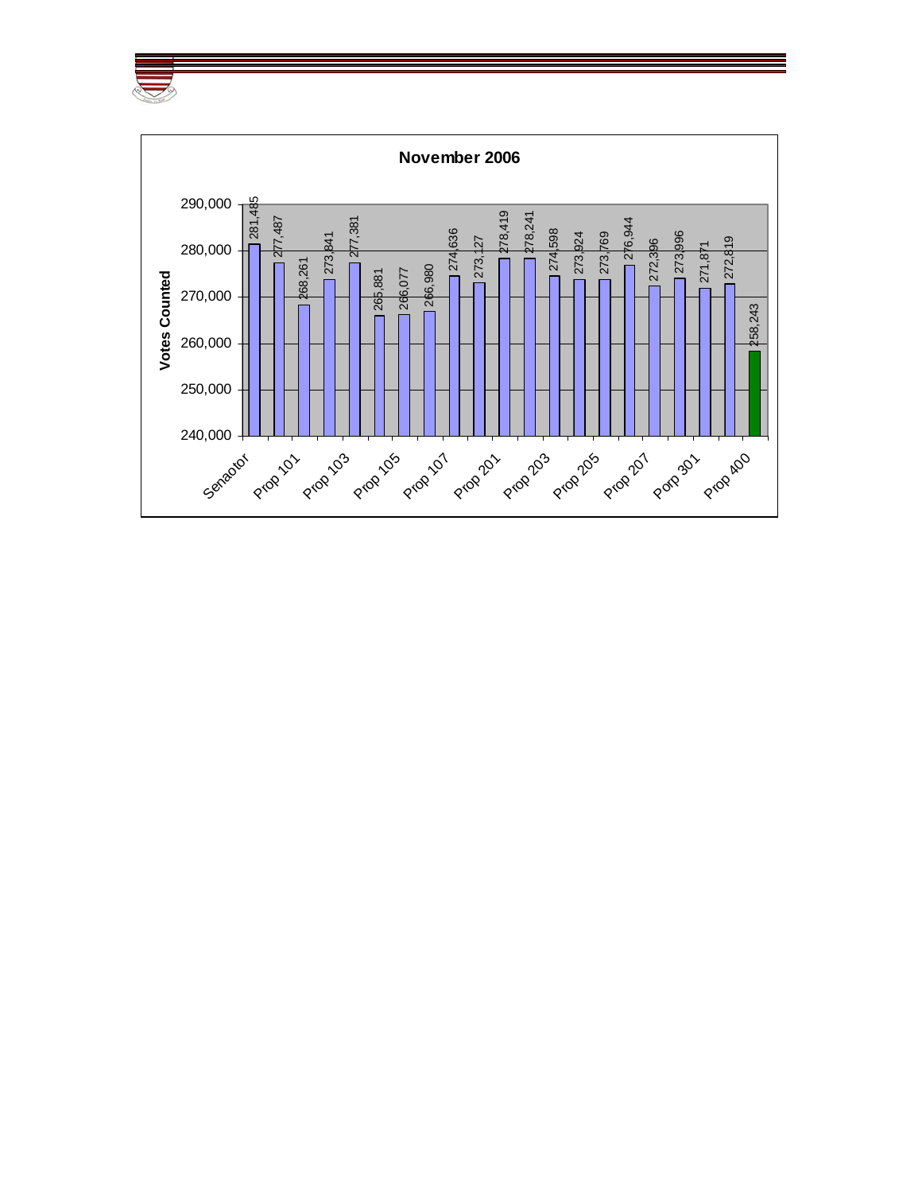November 2006

Votes Counted

290,000
280,000
270,000
260,000
250,000
240,000

281,485
277,487
268,261
273,841
277,381
265,881
266,077
266,980
274,636
273,127
278,419
278,241
274,598
273,924
273,769
276,944
272,396
273,996
271,871
272,819
258,243

Senaotor
Prop 101
Prop 103
Prop 105
Prop 107
Prop 201
Prop 203
Prop 205
Prop 207
Porp 301
Prop 400